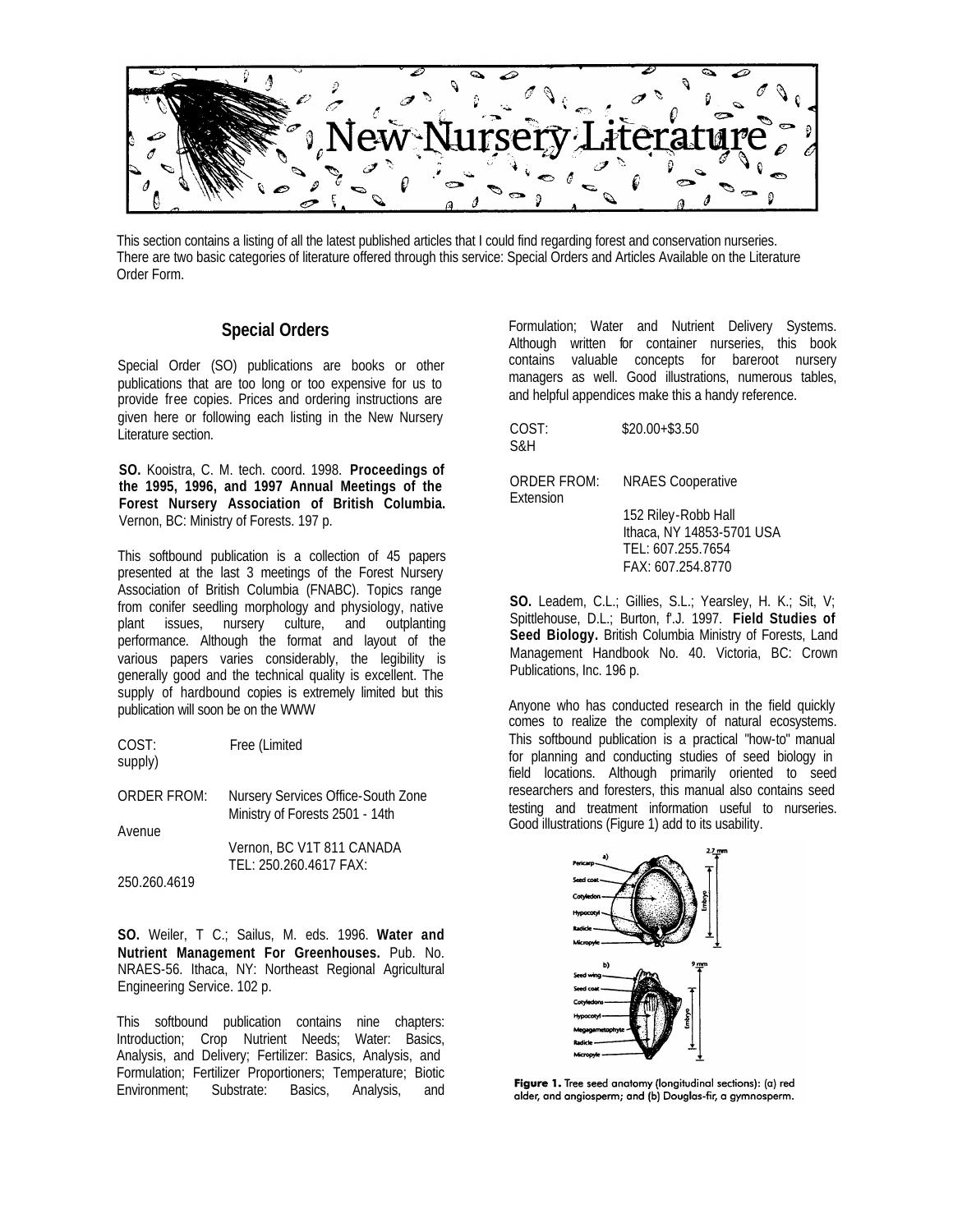# New Nursery Literature

This section contains a listing of all the latest published articles that I could find regarding forest and conservation nurseries. There are two basic categories of literature offered through this service: Special Orders and Articles Available on the Literature Order Form.

## Special Orders

Special Order (SO) publications are books or other publications that are too long or too expensive for us to provide free copies. Prices and ordering instructions are given here or following each listing in the New Nursery Literature section.

**SO.** Kooistra, C. M. tech. coord. 1998. **Proceedings of the 1995, 1996, and 1997 Annual Meetings of the Forest Nursery Association of British Columbia.** Vernon, BC: Ministry of Forests. 197 p.

This softbound publication is a collection of 45 papers presented at the last 3 meetings of the Forest Nursery Association of British Columbia (FNABC). Topics range from conifer seedling morphology and physiology, native plant issues, nursery culture, and outplanting performance. Although the format and layout of the various papers varies considerably, the legibility is generally good and the technical quality is excellent. The supply of hardbound copies is extremely limited but this publication will soon be on the WWW

COST: Free (Limited supply)

ORDER FROM: Nursery Services Office-South Zone
Ministry of Forests 2501 - 14th Avenue
Vernon, BC V1T 811 CANADA
TEL: 250.260.4617 FAX: 250.260.4619

**SO.** Weiler, T C.; Sailus, M. eds. 1996. **Water and Nutrient Management For Greenhouses.** Pub. No. NRAES-56. Ithaca, NY: Northeast Regional Agricultural Engineering Service. 102 p.

This softbound publication contains nine chapters: Introduction; Crop Nutrient Needs; Water: Basics, Analysis, and Delivery; Fertilizer: Basics, Analysis, and Formulation; Fertilizer Proportioners; Temperature; Biotic Environment; Substrate: Basics, Analysis, and Formulation; Water and Nutrient Delivery Systems. Although written for container nurseries, this book contains valuable concepts for bareroot nursery managers as well. Good illustrations, numerous tables, and helpful appendices make this a handy reference.

COST: $20.00+$3.50 S&H

ORDER FROM: NRAES Cooperative Extension
152 Riley-Robb Hall
Ithaca, NY 14853-5701 USA
TEL: 607.255.7654
FAX: 607.254.8770

**SO.** Leadem, C.L.; Gillies, S.L.; Yearsley, H. K.; Sit, V; Spittlehouse, D.L.; Burton, f'.J. 1997. **Field Studies of Seed Biology.** British Columbia Ministry of Forests, Land Management Handbook No. 40. Victoria, BC: Crown Publications, Inc. 196 p.

Anyone who has conducted research in the field quickly comes to realize the complexity of natural ecosystems. This softbound publication is a practical "how-to" manual for planning and conducting studies of seed biology in field locations. Although primarily oriented to seed researchers and foresters, this manual also contains seed testing and treatment information useful to nurseries. Good illustrations (Figure 1) add to its usability.

**Figure 1.** Tree seed anatomy (longitudinal sections): (a) red alder, and angiosperm; and (b) Douglas-fir, a gymnosperm.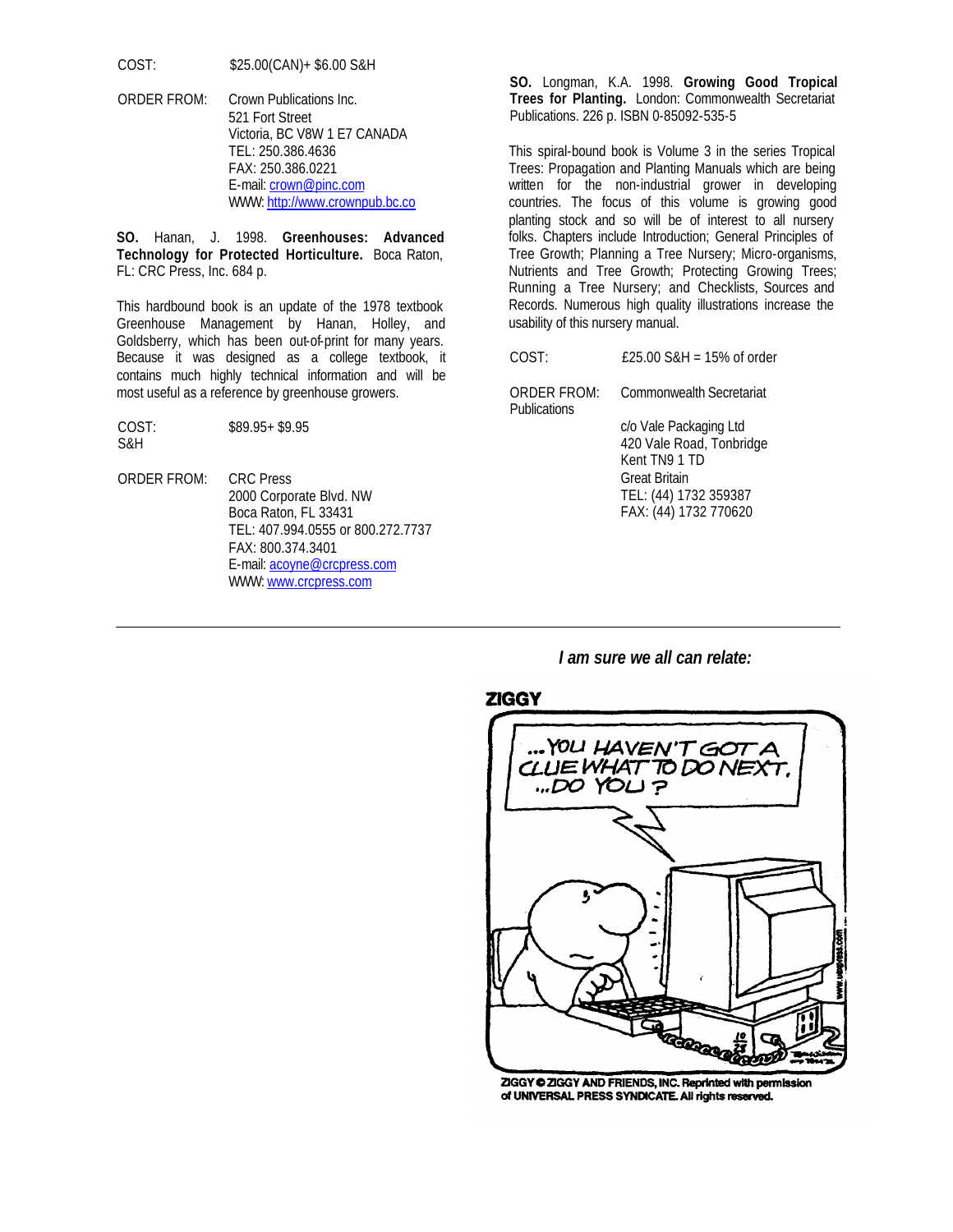COST: $25.00(CAN)+ $6.00 S&H

ORDER FROM: Crown Publications Inc.
521 Fort Street
Victoria, BC V8W 1 E7 CANADA
TEL: 250.386.4636
FAX: 250.386.0221
E-mail: crown@pinc.com
WWW: http://www.crownpub.bc.co

**SO.** Hanan, J. 1998. **Greenhouses: Advanced Technology for Protected Horticulture.** Boca Raton, FL: CRC Press, Inc. 684 p.

This hardbound book is an update of the 1978 textbook Greenhouse Management by Hanan, Holley, and Goldsberry, which has been out-of-print for many years. Because it was designed as a college textbook, it contains much highly technical information and will be most useful as a reference by greenhouse growers.

COST: $89.95+ $9.95 S&H

ORDER FROM: CRC Press
2000 Corporate Blvd. NW
Boca Raton, FL 33431
TEL: 407.994.0555 or 800.272.7737
FAX: 800.374.3401
E-mail: acoyne@crcpress.com
WWW: www.crcpress.com

**SO.** Longman, K.A. 1998. **Growing Good Tropical Trees for Planting.** London: Commonwealth Secretariat Publications. 226 p. ISBN 0-85092-535-5

This spiral-bound book is Volume 3 in the series Tropical Trees: Propagation and Planting Manuals which are being written for the non-industrial grower in developing countries. The focus of this volume is growing good planting stock and so will be of interest to all nursery folks. Chapters include Introduction; General Principles of Tree Growth; Planning a Tree Nursery; Micro-organisms, Nutrients and Tree Growth; Protecting Growing Trees; Running a Tree Nursery; and Checklists, Sources and Records. Numerous high quality illustrations increase the usability of this nursery manual.

COST: £25.00 S&H = 15% of order

ORDER FROM: Commonwealth Secretariat Publications
c/o Vale Packaging Ltd
420 Vale Road, Tonbridge
Kent TN9 1 TD
Great Britain
TEL: (44) 1732 359387
FAX: (44) 1732 770620

---

***I am sure we all can relate:***

ZIGGY © ZIGGY AND FRIENDS, INC. Reprinted with permission of UNIVERSAL PRESS SYNDICATE. All rights reserved.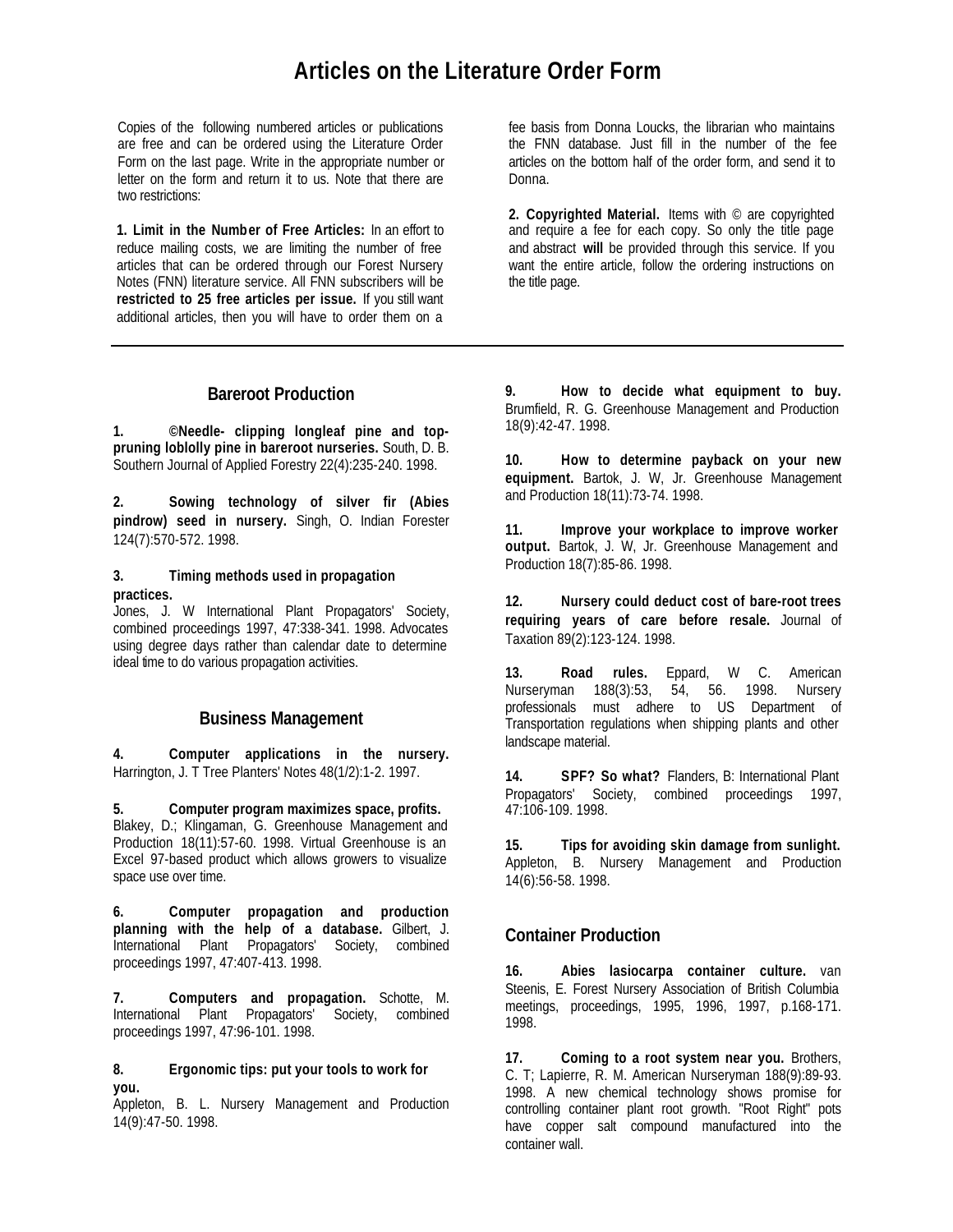# Articles on the Literature Order Form

Copies of the following numbered articles or publications are free and can be ordered using the Literature Order Form on the last page. Write in the appropriate number or letter on the form and return it to us. Note that there are two restrictions:

**1. Limit in the Number of Free Articles:** In an effort to reduce mailing costs, we are limiting the number of free articles that can be ordered through our Forest Nursery Notes (FNN) literature service. All FNN subscribers will be **restricted to 25 free articles per issue.** If you still want additional articles, then you will have to order them on a fee basis from Donna Loucks, the librarian who maintains the FNN database. Just fill in the number of the fee articles on the bottom half of the order form, and send it to Donna.

**2. Copyrighted Material.** Items with © are copyrighted and require a fee for each copy. So only the title page and abstract **will** be provided through this service. If you want the entire article, follow the ordering instructions on the title page.

---

## Bareroot Production

**1. ©Needle- clipping longleaf pine and top-pruning loblolly pine in bareroot nurseries.** South, D. B. Southern Journal of Applied Forestry 22(4):235-240. 1998.

**2. Sowing technology of silver fir (Abies pindrow) seed in nursery.** Singh, O. Indian Forester 124(7):570-572. 1998.

**3. Timing methods used in propagation practices.**
Jones, J. W International Plant Propagators' Society, combined proceedings 1997, 47:338-341. 1998. Advocates using degree days rather than calendar date to determine ideal time to do various propagation activities.

## Business Management

**4. Computer applications in the nursery.** Harrington, J. T Tree Planters' Notes 48(1/2):1-2. 1997.

**5. Computer program maximizes space, profits.** Blakey, D.; Klingaman, G. Greenhouse Management and Production 18(11):57-60. 1998. Virtual Greenhouse is an Excel 97-based product which allows growers to visualize space use over time.

**6. Computer propagation and production planning with the help of a database.** Gilbert, J. International Plant Propagators' Society, combined proceedings 1997, 47:407-413. 1998.

**7. Computers and propagation.** Schotte, M. International Plant Propagators' Society, combined proceedings 1997, 47:96-101. 1998.

**8. Ergonomic tips: put your tools to work for you.**
Appleton, B. L. Nursery Management and Production 14(9):47-50. 1998.

**9. How to decide what equipment to buy.** Brumfield, R. G. Greenhouse Management and Production 18(9):42-47. 1998.

**10. How to determine payback on your new equipment.** Bartok, J. W, Jr. Greenhouse Management and Production 18(11):73-74. 1998.

**11. Improve your workplace to improve worker output.** Bartok, J. W, Jr. Greenhouse Management and Production 18(7):85-86. 1998.

**12. Nursery could deduct cost of bare-root trees requiring years of care before resale.** Journal of Taxation 89(2):123-124. 1998.

**13. Road rules.** Eppard, W C. American Nurseryman 188(3):53, 54, 56. 1998. Nursery professionals must adhere to US Department of Transportation regulations when shipping plants and other landscape material.

**14. SPF? So what?** Flanders, B: International Plant Propagators' Society, combined proceedings 1997, 47:106-109. 1998.

**15. Tips for avoiding skin damage from sunlight.** Appleton, B. Nursery Management and Production 14(6):56-58. 1998.

## Container Production

**16. Abies lasiocarpa container culture.** van Steenis, E. Forest Nursery Association of British Columbia meetings, proceedings, 1995, 1996, 1997, p.168-171. 1998.

**17. Coming to a root system near you.** Brothers, C. T; Lapierre, R. M. American Nurseryman 188(9):89-93. 1998. A new chemical technology shows promise for controlling container plant root growth. "Root Right" pots have copper salt compound manufactured into the container wall.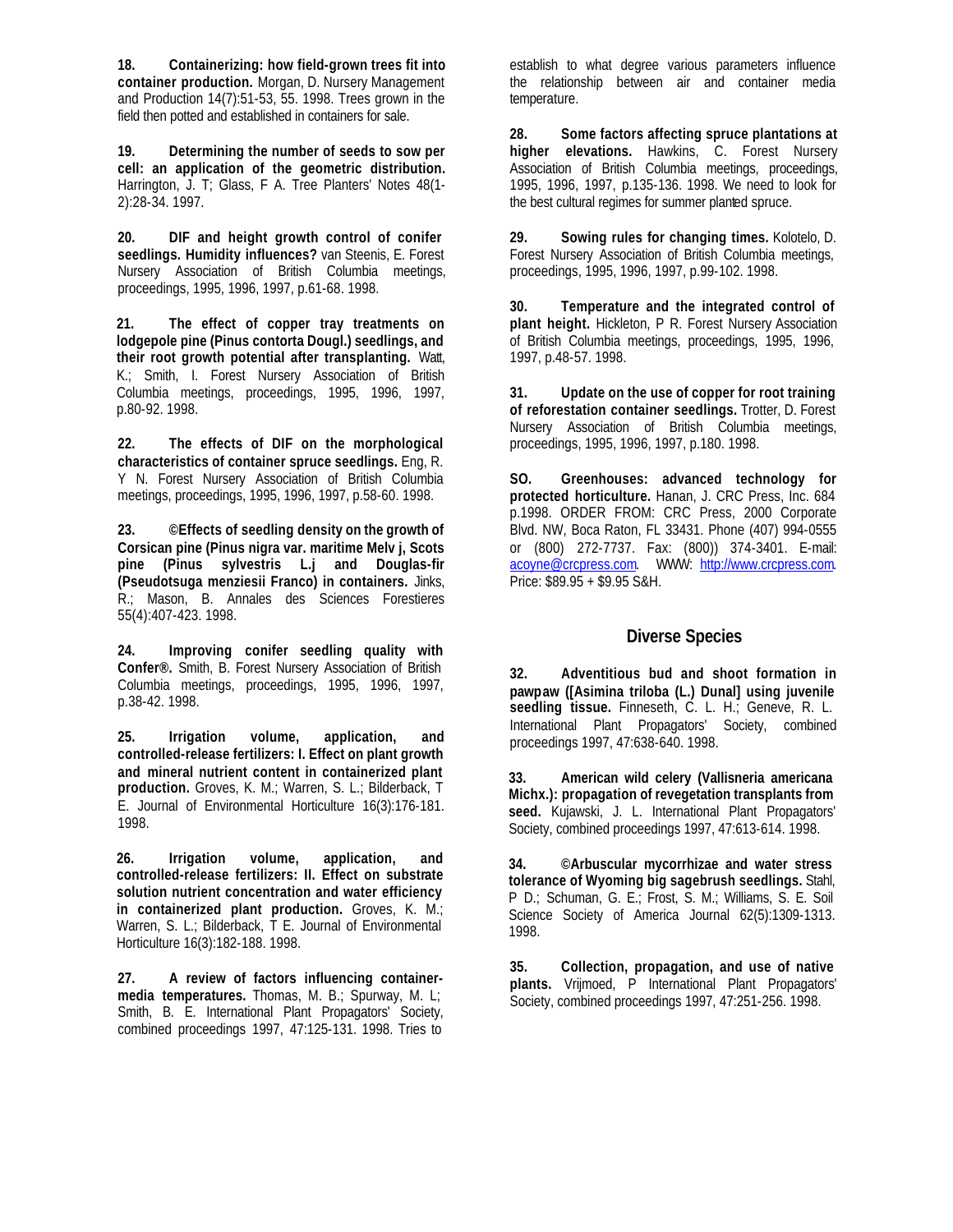**18. Containerizing: how field-grown trees fit into container production.** Morgan, D. Nursery Management and Production 14(7):51-53, 55. 1998. Trees grown in the field then potted and established in containers for sale.

**19. Determining the number of seeds to sow per cell: an application of the geometric distribution.** Harrington, J. T; Glass, F A. Tree Planters' Notes 48(1-2):28-34. 1997.

**20. DIF and height growth control of conifer seedlings. Humidity influences?** van Steenis, E. Forest Nursery Association of British Columbia meetings, proceedings, 1995, 1996, 1997, p.61-68. 1998.

**21. The effect of copper tray treatments on lodgepole pine (Pinus contorta Dougl.) seedlings, and their root growth potential after transplanting.** Watt, K.; Smith, I. Forest Nursery Association of British Columbia meetings, proceedings, 1995, 1996, 1997, p.80-92. 1998.

**22. The effects of DIF on the morphological characteristics of container spruce seedlings.** Eng, R. Y N. Forest Nursery Association of British Columbia meetings, proceedings, 1995, 1996, 1997, p.58-60. 1998.

**23. ©Effects of seedling density on the growth of Corsican pine (Pinus nigra var. maritime Melv j, Scots pine (Pinus sylvestris L.j and Douglas-fir (Pseudotsuga menziesii Franco) in containers.** Jinks, R.; Mason, B. Annales des Sciences Forestieres 55(4):407-423. 1998.

**24. Improving conifer seedling quality with Confer®.** Smith, B. Forest Nursery Association of British Columbia meetings, proceedings, 1995, 1996, 1997, p.38-42. 1998.

**25. Irrigation volume, application, and controlled-release fertilizers: I. Effect on plant growth and mineral nutrient content in containerized plant production.** Groves, K. M.; Warren, S. L.; Bilderback, T E. Journal of Environmental Horticulture 16(3):176-181. 1998.

**26. Irrigation volume, application, and controlled-release fertilizers: II. Effect on substrate solution nutrient concentration and water efficiency in containerized plant production.** Groves, K. M.; Warren, S. L.; Bilderback, T E. Journal of Environmental Horticulture 16(3):182-188. 1998.

**27. A review of factors influencing container-media temperatures.** Thomas, M. B.; Spurway, M. L; Smith, B. E. International Plant Propagators' Society, combined proceedings 1997, 47:125-131. 1998. Tries to establish to what degree various parameters influence the relationship between air and container media temperature.

**28. Some factors affecting spruce plantations at higher elevations.** Hawkins, C. Forest Nursery Association of British Columbia meetings, proceedings, 1995, 1996, 1997, p.135-136. 1998. We need to look for the best cultural regimes for summer planted spruce.

**29. Sowing rules for changing times.** Kolotelo, D. Forest Nursery Association of British Columbia meetings, proceedings, 1995, 1996, 1997, p.99-102. 1998.

**30. Temperature and the integrated control of plant height.** Hickleton, P R. Forest Nursery Association of British Columbia meetings, proceedings, 1995, 1996, 1997, p.48-57. 1998.

**31. Update on the use of copper for root training of reforestation container seedlings.** Trotter, D. Forest Nursery Association of British Columbia meetings, proceedings, 1995, 1996, 1997, p.180. 1998.

**SO. Greenhouses: advanced technology for protected horticulture.** Hanan, J. CRC Press, Inc. 684 p.1998. ORDER FROM: CRC Press, 2000 Corporate Blvd. NW, Boca Raton, FL 33431. Phone (407) 994-0555 or (800) 272-7737. Fax: (800)) 374-3401. E-mail: acoyne@crcpress.com. WWW: http://www.crcpress.com. Price: $89.95 + $9.95 S&H.

## Diverse Species

**32. Adventitious bud and shoot formation in pawpaw ([Asimina triloba (L.) Dunal] using juvenile seedling tissue.** Finneseth, C. L. H.; Geneve, R. L. International Plant Propagators' Society, combined proceedings 1997, 47:638-640. 1998.

**33. American wild celery (Vallisneria americana Michx.): propagation of revegetation transplants from seed.** Kujawski, J. L. International Plant Propagators' Society, combined proceedings 1997, 47:613-614. 1998.

**34. ©Arbuscular mycorrhizae and water stress tolerance of Wyoming big sagebrush seedlings.** Stahl, P D.; Schuman, G. E.; Frost, S. M.; Williams, S. E. Soil Science Society of America Journal 62(5):1309-1313. 1998.

**35. Collection, propagation, and use of native plants.** Vrijmoed, P International Plant Propagators' Society, combined proceedings 1997, 47:251-256. 1998.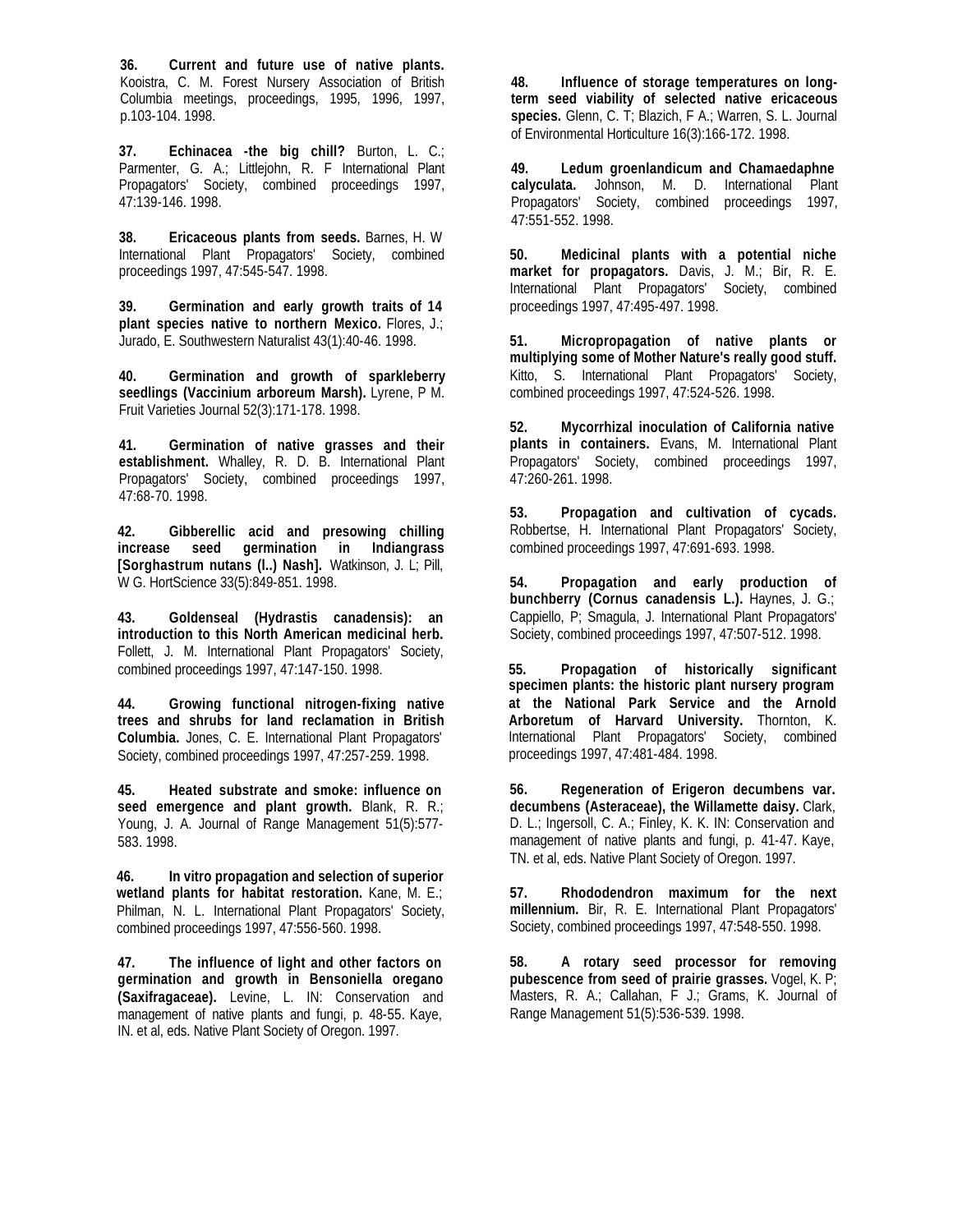**36. Current and future use of native plants.** Kooistra, C. M. Forest Nursery Association of British Columbia meetings, proceedings, 1995, 1996, 1997, p.103-104. 1998.

**37. Echinacea -the big chill?** Burton, L. C.; Parmenter, G. A.; Littlejohn, R. F International Plant Propagators' Society, combined proceedings 1997, 47:139-146. 1998.

**38. Ericaceous plants from seeds.** Barnes, H. W International Plant Propagators' Society, combined proceedings 1997, 47:545-547. 1998.

**39. Germination and early growth traits of 14 plant species native to northern Mexico.** Flores, J.; Jurado, E. Southwestern Naturalist 43(1):40-46. 1998.

**40. Germination and growth of sparkleberry seedlings (Vaccinium arboreum Marsh).** Lyrene, P M. Fruit Varieties Journal 52(3):171-178. 1998.

**41. Germination of native grasses and their establishment.** Whalley, R. D. B. International Plant Propagators' Society, combined proceedings 1997, 47:68-70. 1998.

**42. Gibberellic acid and presowing chilling increase seed germination in Indiangrass [Sorghastrum nutans (l..) Nash].** Watkinson, J. L; Pill, W G. HortScience 33(5):849-851. 1998.

**43. Goldenseal (Hydrastis canadensis): an introduction to this North American medicinal herb.** Follett, J. M. International Plant Propagators' Society, combined proceedings 1997, 47:147-150. 1998.

**44. Growing functional nitrogen-fixing native trees and shrubs for land reclamation in British Columbia.** Jones, C. E. International Plant Propagators' Society, combined proceedings 1997, 47:257-259. 1998.

**45. Heated substrate and smoke: influence on seed emergence and plant growth.** Blank, R. R.; Young, J. A. Journal of Range Management 51(5):577-583. 1998.

**46. In vitro propagation and selection of superior wetland plants for habitat restoration.** Kane, M. E.; Philman, N. L. International Plant Propagators' Society, combined proceedings 1997, 47:556-560. 1998.

**47. The influence of light and other factors on germination and growth in Bensoniella oregano (Saxifragaceae).** Levine, L. IN: Conservation and management of native plants and fungi, p. 48-55. Kaye, IN. et al, eds. Native Plant Society of Oregon. 1997.

**48. Influence of storage temperatures on long-term seed viability of selected native ericaceous species.** Glenn, C. T; Blazich, F A.; Warren, S. L. Journal of Environmental Horticulture 16(3):166-172. 1998.

**49. Ledum groenlandicum and Chamaedaphne calyculata.** Johnson, M. D. International Plant Propagators' Society, combined proceedings 1997, 47:551-552. 1998.

**50. Medicinal plants with a potential niche market for propagators.** Davis, J. M.; Bir, R. E. International Plant Propagators' Society, combined proceedings 1997, 47:495-497. 1998.

**51. Micropropagation of native plants or multiplying some of Mother Nature's really good stuff.** Kitto, S. International Plant Propagators' Society, combined proceedings 1997, 47:524-526. 1998.

**52. Mycorrhizal inoculation of California native plants in containers.** Evans, M. International Plant Propagators' Society, combined proceedings 1997, 47:260-261. 1998.

**53. Propagation and cultivation of cycads.** Robbertse, H. International Plant Propagators' Society, combined proceedings 1997, 47:691-693. 1998.

**54. Propagation and early production of bunchberry (Cornus canadensis L.).** Haynes, J. G.; Cappiello, P; Smagula, J. International Plant Propagators' Society, combined proceedings 1997, 47:507-512. 1998.

**55. Propagation of historically significant specimen plants: the historic plant nursery program at the National Park Service and the Arnold Arboretum of Harvard University.** Thornton, K. International Plant Propagators' Society, combined proceedings 1997, 47:481-484. 1998.

**56. Regeneration of Erigeron decumbens var. decumbens (Asteraceae), the Willamette daisy.** Clark, D. L.; Ingersoll, C. A.; Finley, K. K. IN: Conservation and management of native plants and fungi, p. 41-47. Kaye, TN. et al, eds. Native Plant Society of Oregon. 1997.

**57. Rhododendron maximum for the next millennium.** Bir, R. E. International Plant Propagators' Society, combined proceedings 1997, 47:548-550. 1998.

**58. A rotary seed processor for removing pubescence from seed of prairie grasses.** Vogel, K. P; Masters, R. A.; Callahan, F J.; Grams, K. Journal of Range Management 51(5):536-539. 1998.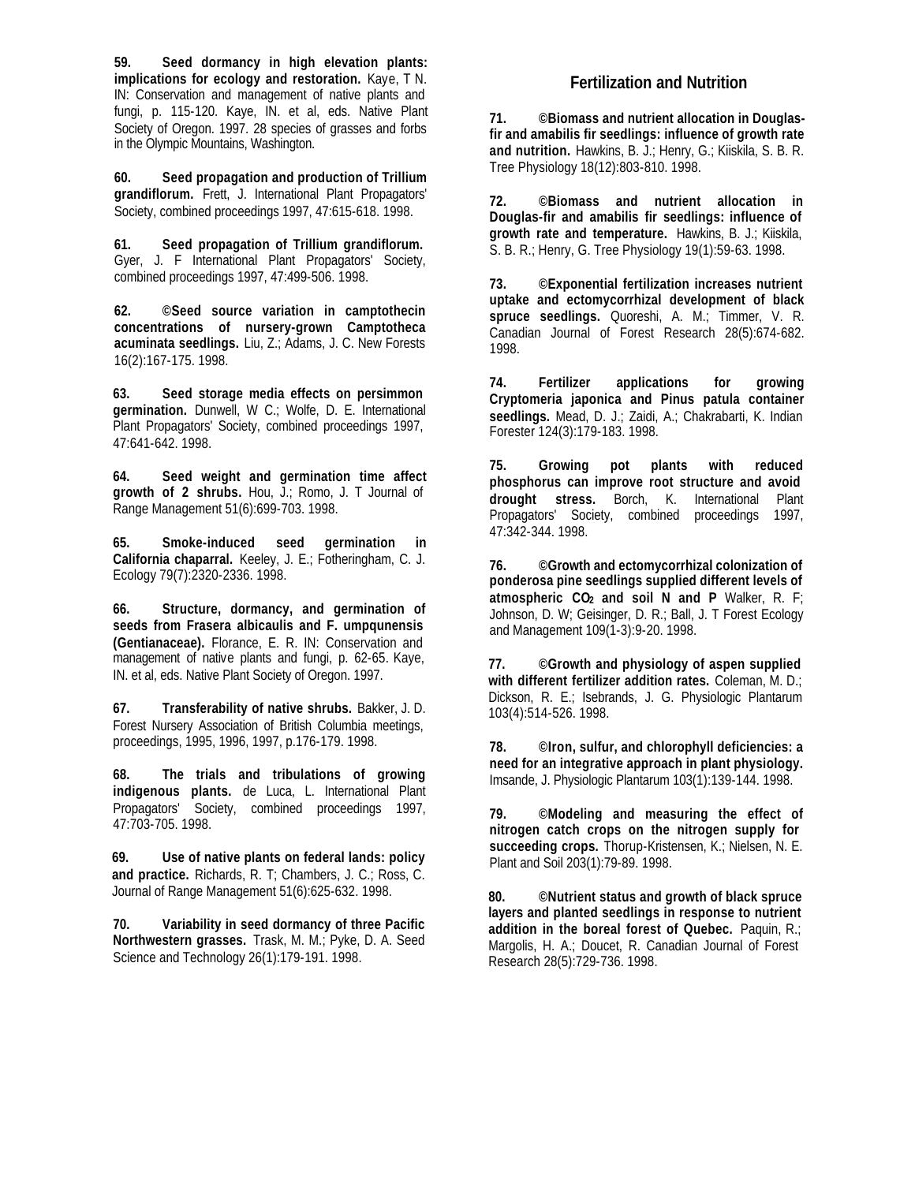**59. Seed dormancy in high elevation plants: implications for ecology and restoration.** Kaye, T N. IN: Conservation and management of native plants and fungi, p. 115-120. Kaye, IN. et al, eds. Native Plant Society of Oregon. 1997. 28 species of grasses and forbs in the Olympic Mountains, Washington.

**60. Seed propagation and production of Trillium grandiflorum.** Frett, J. International Plant Propagators' Society, combined proceedings 1997, 47:615-618. 1998.

**61. Seed propagation of Trillium grandiflorum.** Gyer, J. F International Plant Propagators' Society, combined proceedings 1997, 47:499-506. 1998.

**62. ©Seed source variation in camptothecin concentrations of nursery-grown Camptotheca acuminata seedlings.** Liu, Z.; Adams, J. C. New Forests 16(2):167-175. 1998.

**63. Seed storage media effects on persimmon germination.** Dunwell, W C.; Wolfe, D. E. International Plant Propagators' Society, combined proceedings 1997, 47:641-642. 1998.

**64. Seed weight and germination time affect growth of 2 shrubs.** Hou, J.; Romo, J. T Journal of Range Management 51(6):699-703. 1998.

**65. Smoke-induced seed germination in California chaparral.** Keeley, J. E.; Fotheringham, C. J. Ecology 79(7):2320-2336. 1998.

**66. Structure, dormancy, and germination of seeds from Frasera albicaulis and F. umpqunensis (Gentianaceae).** Florance, E. R. IN: Conservation and management of native plants and fungi, p. 62-65. Kaye, IN. et al, eds. Native Plant Society of Oregon. 1997.

**67. Transferability of native shrubs.** Bakker, J. D. Forest Nursery Association of British Columbia meetings, proceedings, 1995, 1996, 1997, p.176-179. 1998.

**68. The trials and tribulations of growing indigenous plants.** de Luca, L. International Plant Propagators' Society, combined proceedings 1997, 47:703-705. 1998.

**69. Use of native plants on federal lands: policy and practice.** Richards, R. T; Chambers, J. C.; Ross, C. Journal of Range Management 51(6):625-632. 1998.

**70. Variability in seed dormancy of three Pacific Northwestern grasses.** Trask, M. M.; Pyke, D. A. Seed Science and Technology 26(1):179-191. 1998.

## Fertilization and Nutrition

**71. ©Biomass and nutrient allocation in Douglas-fir and amabilis fir seedlings: influence of growth rate and nutrition.** Hawkins, B. J.; Henry, G.; Kiiskila, S. B. R. Tree Physiology 18(12):803-810. 1998.

**72. ©Biomass and nutrient allocation in Douglas-fir and amabilis fir seedlings: influence of growth rate and temperature.** Hawkins, B. J.; Kiiskila, S. B. R.; Henry, G. Tree Physiology 19(1):59-63. 1998.

**73. ©Exponential fertilization increases nutrient uptake and ectomycorrhizal development of black spruce seedlings.** Quoreshi, A. M.; Timmer, V. R. Canadian Journal of Forest Research 28(5):674-682. 1998.

**74. Fertilizer applications for growing Cryptomeria japonica and Pinus patula container seedlings.** Mead, D. J.; Zaidi, A.; Chakrabarti, K. Indian Forester 124(3):179-183. 1998.

**75. Growing pot plants with reduced phosphorus can improve root structure and avoid drought stress.** Borch, K. International Plant Propagators' Society, combined proceedings 1997, 47:342-344. 1998.

**76. ©Growth and ectomycorrhizal colonization of ponderosa pine seedlings supplied different levels of atmospheric $CO_2$ and soil N and P** Walker, R. F; Johnson, D. W; Geisinger, D. R.; Ball, J. T Forest Ecology and Management 109(1-3):9-20. 1998.

**77. ©Growth and physiology of aspen supplied with different fertilizer addition rates.** Coleman, M. D.; Dickson, R. E.; Isebrands, J. G. Physiologic Plantarum 103(4):514-526. 1998.

**78. ©Iron, sulfur, and chlorophyll deficiencies: a need for an integrative approach in plant physiology.** Imsande, J. Physiologic Plantarum 103(1):139-144. 1998.

**79. ©Modeling and measuring the effect of nitrogen catch crops on the nitrogen supply for succeeding crops.** Thorup-Kristensen, K.; Nielsen, N. E. Plant and Soil 203(1):79-89. 1998.

**80. ©Nutrient status and growth of black spruce layers and planted seedlings in response to nutrient addition in the boreal forest of Quebec.** Paquin, R.; Margolis, H. A.; Doucet, R. Canadian Journal of Forest Research 28(5):729-736. 1998.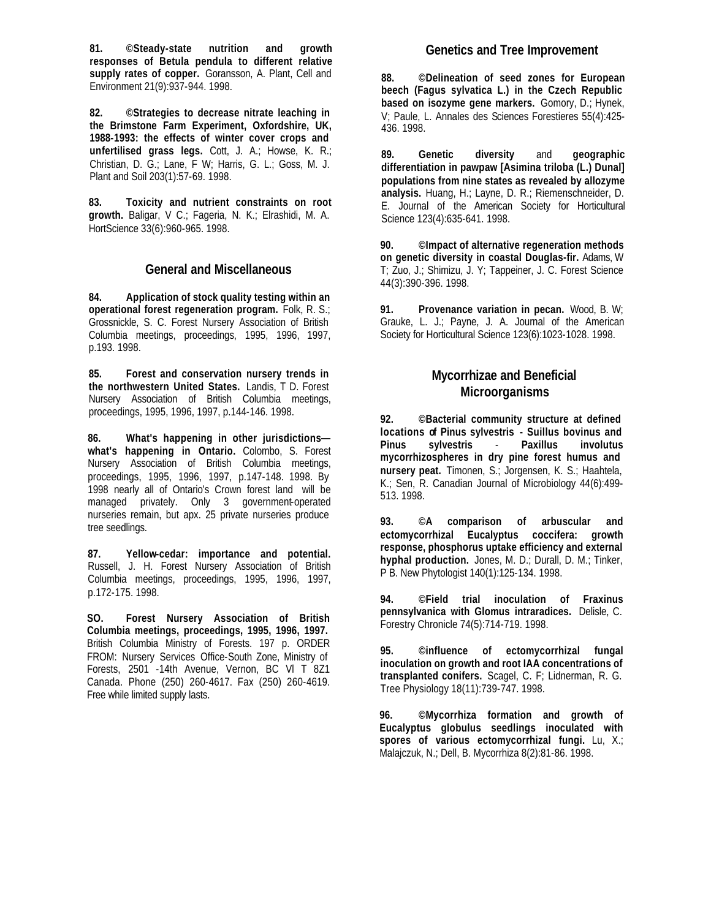**81. ©Steady-state nutrition and growth responses of Betula pendula to different relative supply rates of copper.** Goransson, A. Plant, Cell and Environment 21(9):937-944. 1998.

**82. ©Strategies to decrease nitrate leaching in the Brimstone Farm Experiment, Oxfordshire, UK, 1988-1993: the effects of winter cover crops and unfertilised grass legs.** Cott, J. A.; Howse, K. R.; Christian, D. G.; Lane, F W; Harris, G. L.; Goss, M. J. Plant and Soil 203(1):57-69. 1998.

**83. Toxicity and nutrient constraints on root growth.** Baligar, V C.; Fageria, N. K.; Elrashidi, M. A. HortScience 33(6):960-965. 1998.

## General and Miscellaneous

**84. Application of stock quality testing within an operational forest regeneration program.** Folk, R. S.; Grossnickle, S. C. Forest Nursery Association of British Columbia meetings, proceedings, 1995, 1996, 1997, p.193. 1998.

**85. Forest and conservation nursery trends in the northwestern United States.** Landis, T D. Forest Nursery Association of British Columbia meetings, proceedings, 1995, 1996, 1997, p.144-146. 1998.

**86. What's happening in other jurisdictions—what's happening in Ontario.** Colombo, S. Forest Nursery Association of British Columbia meetings, proceedings, 1995, 1996, 1997, p.147-148. 1998. By 1998 nearly all of Ontario's Crown forest land will be managed privately. Only 3 government-operated nurseries remain, but apx. 25 private nurseries produce tree seedlings.

**87. Yellow-cedar: importance and potential.** Russell, J. H. Forest Nursery Association of British Columbia meetings, proceedings, 1995, 1996, 1997, p.172-175. 1998.

**SO. Forest Nursery Association of British Columbia meetings, proceedings, 1995, 1996, 1997.** British Columbia Ministry of Forests. 197 p. ORDER FROM: Nursery Services Office-South Zone, Ministry of Forests, 2501 -14th Avenue, Vernon, BC Vl T 8Z1 Canada. Phone (250) 260-4617. Fax (250) 260-4619. Free while limited supply lasts.

## Genetics and Tree Improvement

**88. ©Delineation of seed zones for European beech (Fagus sylvatica L.) in the Czech Republic based on isozyme gene markers.** Gomory, D.; Hynek, V; Paule, L. Annales des Sciences Forestieres 55(4):425-436. 1998.

**89. Genetic diversity** and **geographic differentiation in pawpaw [Asimina triloba (L.) Dunal] populations from nine states as revealed by allozyme analysis.** Huang, H.; Layne, D. R.; Riemenschneider, D. E. Journal of the American Society for Horticultural Science 123(4):635-641. 1998.

**90. ©Impact of alternative regeneration methods on genetic diversity in coastal Douglas-fir.** Adams, W T; Zuo, J.; Shimizu, J. Y; Tappeiner, J. C. Forest Science 44(3):390-396. 1998.

**91. Provenance variation in pecan.** Wood, B. W; Grauke, L. J.; Payne, J. A. Journal of the American Society for Horticultural Science 123(6):1023-1028. 1998.

## Mycorrhizae and Beneficial Microorganisms

**92. ©Bacterial community structure at defined locations of Pinus sylvestris - Suillus bovinus and Pinus sylvestris - Paxillus involutus mycorrhizospheres in dry pine forest humus and nursery peat.** Timonen, S.; Jorgensen, K. S.; Haahtela, K.; Sen, R. Canadian Journal of Microbiology 44(6):499-513. 1998.

**93. ©A comparison of arbuscular and ectomycorrhizal Eucalyptus coccifera: growth response, phosphorus uptake efficiency and external hyphal production.** Jones, M. D.; Durall, D. M.; Tinker, P B. New Phytologist 140(1):125-134. 1998.

**94. ©Field trial inoculation of Fraxinus pennsylvanica with Glomus intraradices.** Delisle, C. Forestry Chronicle 74(5):714-719. 1998.

**95. ©influence of ectomycorrhizal fungal inoculation on growth and root IAA concentrations of transplanted conifers.** Scagel, C. F; Lidnerman, R. G. Tree Physiology 18(11):739-747. 1998.

**96. ©Mycorrhiza formation and growth of Eucalyptus globulus seedlings inoculated with spores of various ectomycorrhizal fungi.** Lu, X.; Malajczuk, N.; Dell, B. Mycorrhiza 8(2):81-86. 1998.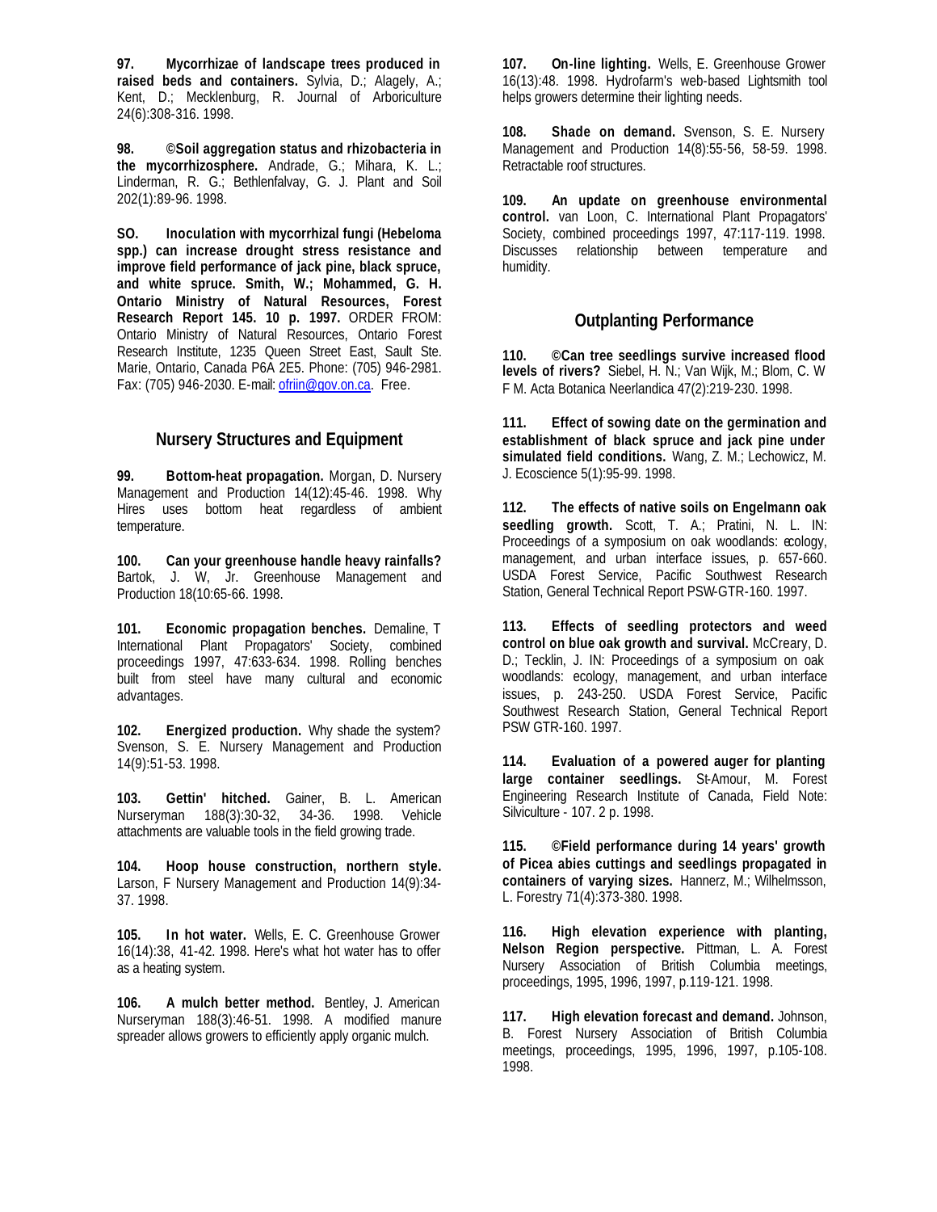**97. Mycorrhizae of landscape trees produced in raised beds and containers.** Sylvia, D.; Alagely, A.; Kent, D.; Mecklenburg, R. Journal of Arboriculture 24(6):308-316. 1998.

**98. ©Soil aggregation status and rhizobacteria in the mycorrhizosphere.** Andrade, G.; Mihara, K. L.; Linderman, R. G.; Bethlenfalvay, G. J. Plant and Soil 202(1):89-96. 1998.

**SO. Inoculation with mycorrhizal fungi (Hebeloma spp.) can increase drought stress resistance and improve field performance of jack pine, black spruce, and white spruce. Smith, W.; Mohammed, G. H. Ontario Ministry of Natural Resources, Forest Research Report 145. 10 p. 1997.** ORDER FROM: Ontario Ministry of Natural Resources, Ontario Forest Research Institute, 1235 Queen Street East, Sault Ste. Marie, Ontario, Canada P6A 2E5. Phone: (705) 946-2981. Fax: (705) 946-2030. E-mail: ofriin@gov.on.ca. Free.

## Nursery Structures and Equipment

**99. Bottom-heat propagation.** Morgan, D. Nursery Management and Production 14(12):45-46. 1998. Why Hires uses bottom heat regardless of ambient temperature.

**100. Can your greenhouse handle heavy rainfalls?** Bartok, J. W, Jr. Greenhouse Management and Production 18(10:65-66. 1998.

**101. Economic propagation benches.** Demaline, T International Plant Propagators' Society, combined proceedings 1997, 47:633-634. 1998. Rolling benches built from steel have many cultural and economic advantages.

**102. Energized production.** Why shade the system? Svenson, S. E. Nursery Management and Production 14(9):51-53. 1998.

**103. Gettin' hitched.** Gainer, B. L. American Nurseryman 188(3):30-32, 34-36. 1998. Vehicle attachments are valuable tools in the field growing trade.

**104. Hoop house construction, northern style.** Larson, F Nursery Management and Production 14(9):34-37. 1998.

**105. In hot water.** Wells, E. C. Greenhouse Grower 16(14):38, 41-42. 1998. Here's what hot water has to offer as a heating system.

**106. A mulch better method.** Bentley, J. American Nurseryman 188(3):46-51. 1998. A modified manure spreader allows growers to efficiently apply organic mulch.

**107. On-line lighting.** Wells, E. Greenhouse Grower 16(13):48. 1998. Hydrofarm's web-based Lightsmith tool helps growers determine their lighting needs.

**108. Shade on demand.** Svenson, S. E. Nursery Management and Production 14(8):55-56, 58-59. 1998. Retractable roof structures.

**109. An update on greenhouse environmental control.** van Loon, C. International Plant Propagators' Society, combined proceedings 1997, 47:117-119. 1998. Discusses relationship between temperature and humidity.

## Outplanting Performance

**110. ©Can tree seedlings survive increased flood levels of rivers?** Siebel, H. N.; Van Wijk, M.; Blom, C. W F M. Acta Botanica Neerlandica 47(2):219-230. 1998.

**111. Effect of sowing date on the germination and establishment of black spruce and jack pine under simulated field conditions.** Wang, Z. M.; Lechowicz, M. J. Ecoscience 5(1):95-99. 1998.

**112. The effects of native soils on Engelmann oak seedling growth.** Scott, T. A.; Pratini, N. L. IN: Proceedings of a symposium on oak woodlands: ecology, management, and urban interface issues, p. 657-660. USDA Forest Service, Pacific Southwest Research Station, General Technical Report PSW-GTR-160. 1997.

**113. Effects of seedling protectors and weed control on blue oak growth and survival.** McCreary, D. D.; Tecklin, J. IN: Proceedings of a symposium on oak woodlands: ecology, management, and urban interface issues, p. 243-250. USDA Forest Service, Pacific Southwest Research Station, General Technical Report PSW GTR-160. 1997.

**114. Evaluation of a powered auger for planting large container seedlings.** St-Amour, M. Forest Engineering Research Institute of Canada, Field Note: Silviculture - 107. 2 p. 1998.

**115. ©Field performance during 14 years' growth of Picea abies cuttings and seedlings propagated in containers of varying sizes.** Hannerz, M.; Wilhelmsson, L. Forestry 71(4):373-380. 1998.

**116. High elevation experience with planting, Nelson Region perspective.** Pittman, L. A. Forest Nursery Association of British Columbia meetings, proceedings, 1995, 1996, 1997, p.119-121. 1998.

**117. High elevation forecast and demand.** Johnson, B. Forest Nursery Association of British Columbia meetings, proceedings, 1995, 1996, 1997, p.105-108. 1998.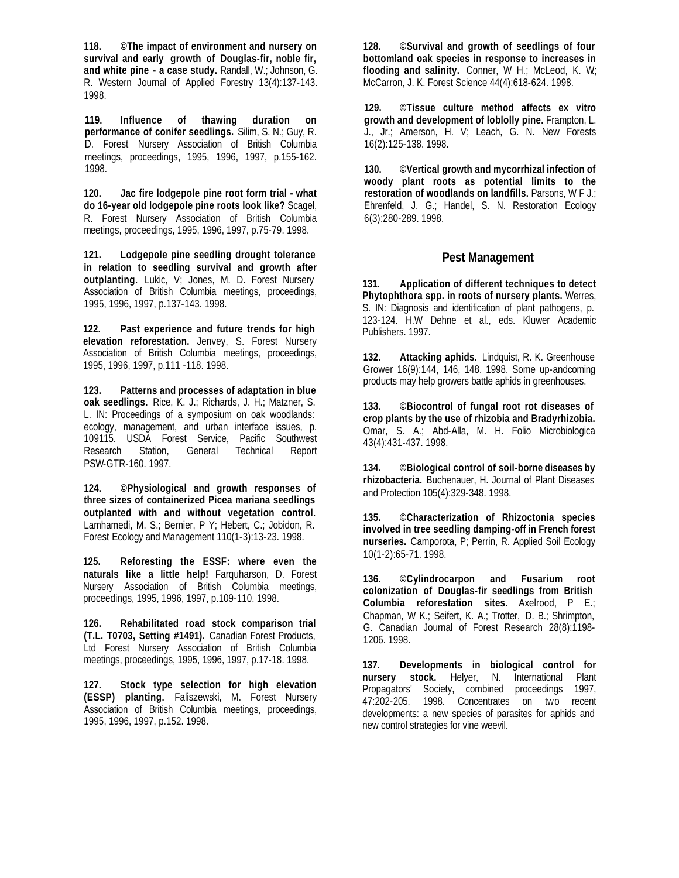**118. ©The impact of environment and nursery on survival and early growth of Douglas-fir, noble fir, and white pine - a case study.** Randall, W.; Johnson, G. R. Western Journal of Applied Forestry 13(4):137-143. 1998.

**119. Influence of thawing duration on performance of conifer seedlings.** Silim, S. N.; Guy, R. D. Forest Nursery Association of British Columbia meetings, proceedings, 1995, 1996, 1997, p.155-162. 1998.

**120. Jac fire lodgepole pine root form trial - what do 16-year old lodgepole pine roots look like?** Scagel, R. Forest Nursery Association of British Columbia meetings, proceedings, 1995, 1996, 1997, p.75-79. 1998.

**121. Lodgepole pine seedling drought tolerance in relation to seedling survival and growth after outplanting.** Lukic, V; Jones, M. D. Forest Nursery Association of British Columbia meetings, proceedings, 1995, 1996, 1997, p.137-143. 1998.

**122. Past experience and future trends for high elevation reforestation.** Jenvey, S. Forest Nursery Association of British Columbia meetings, proceedings, 1995, 1996, 1997, p.111 -118. 1998.

**123. Patterns and processes of adaptation in blue oak seedlings.** Rice, K. J.; Richards, J. H.; Matzner, S. L. IN: Proceedings of a symposium on oak woodlands: ecology, management, and urban interface issues, p. 109115. USDA Forest Service, Pacific Southwest Research Station, General Technical Report PSW-GTR-160. 1997.

**124. ©Physiological and growth responses of three sizes of containerized Picea mariana seedlings outplanted with and without vegetation control.** Lamhamedi, M. S.; Bernier, P Y; Hebert, C.; Jobidon, R. Forest Ecology and Management 110(1-3):13-23. 1998.

**125. Reforesting the ESSF: where even the naturals like a little help!** Farquharson, D. Forest Nursery Association of British Columbia meetings, proceedings, 1995, 1996, 1997, p.109-110. 1998.

**126. Rehabilitated road stock comparison trial (T.L. T0703, Setting #1491).** Canadian Forest Products, Ltd Forest Nursery Association of British Columbia meetings, proceedings, 1995, 1996, 1997, p.17-18. 1998.

**127. Stock type selection for high elevation (ESSP) planting.** Faliszewski, M. Forest Nursery Association of British Columbia meetings, proceedings, 1995, 1996, 1997, p.152. 1998.

**128. ©Survival and growth of seedlings of four bottomland oak species in response to increases in flooding and salinity.** Conner, W H.; McLeod, K. W; McCarron, J. K. Forest Science 44(4):618-624. 1998.

**129. ©Tissue culture method affects ex vitro growth and development of loblolly pine.** Frampton, L. J., Jr.; Amerson, H. V; Leach, G. N. New Forests 16(2):125-138. 1998.

**130. ©Vertical growth and mycorrhizal infection of woody plant roots as potential limits to the restoration of woodlands on landfills.** Parsons, W F J.; Ehrenfeld, J. G.; Handel, S. N. Restoration Ecology 6(3):280-289. 1998.

## Pest Management

**131. Application of different techniques to detect Phytophthora spp. in roots of nursery plants.** Werres, S. IN: Diagnosis and identification of plant pathogens, p. 123-124. H.W Dehne et al., eds. Kluwer Academic Publishers. 1997.

**132. Attacking aphids.** Lindquist, R. K. Greenhouse Grower 16(9):144, 146, 148. 1998. Some up-andcoming products may help growers battle aphids in greenhouses.

**133. ©Biocontrol of fungal root rot diseases of crop plants by the use of rhizobia and Bradyrhizobia.** Omar, S. A.; Abd-Alla, M. H. Folio Microbiologica 43(4):431-437. 1998.

**134. ©Biological control of soil-borne diseases by rhizobacteria.** Buchenauer, H. Journal of Plant Diseases and Protection 105(4):329-348. 1998.

**135. ©Characterization of Rhizoctonia species involved in tree seedling damping-off in French forest nurseries.** Camporota, P; Perrin, R. Applied Soil Ecology 10(1-2):65-71. 1998.

**136. ©Cylindrocarpon and Fusarium root colonization of Douglas-fir seedlings from British Columbia reforestation sites.** Axelrood, P E.; Chapman, W K.; Seifert, K. A.; Trotter, D. B.; Shrimpton, G. Canadian Journal of Forest Research 28(8):1198-1206. 1998.

**137. Developments in biological control for nursery stock.** Helyer, N. International Plant Propagators' Society, combined proceedings 1997, 47:202-205. 1998. Concentrates on two recent developments: a new species of parasites for aphids and new control strategies for vine weevil.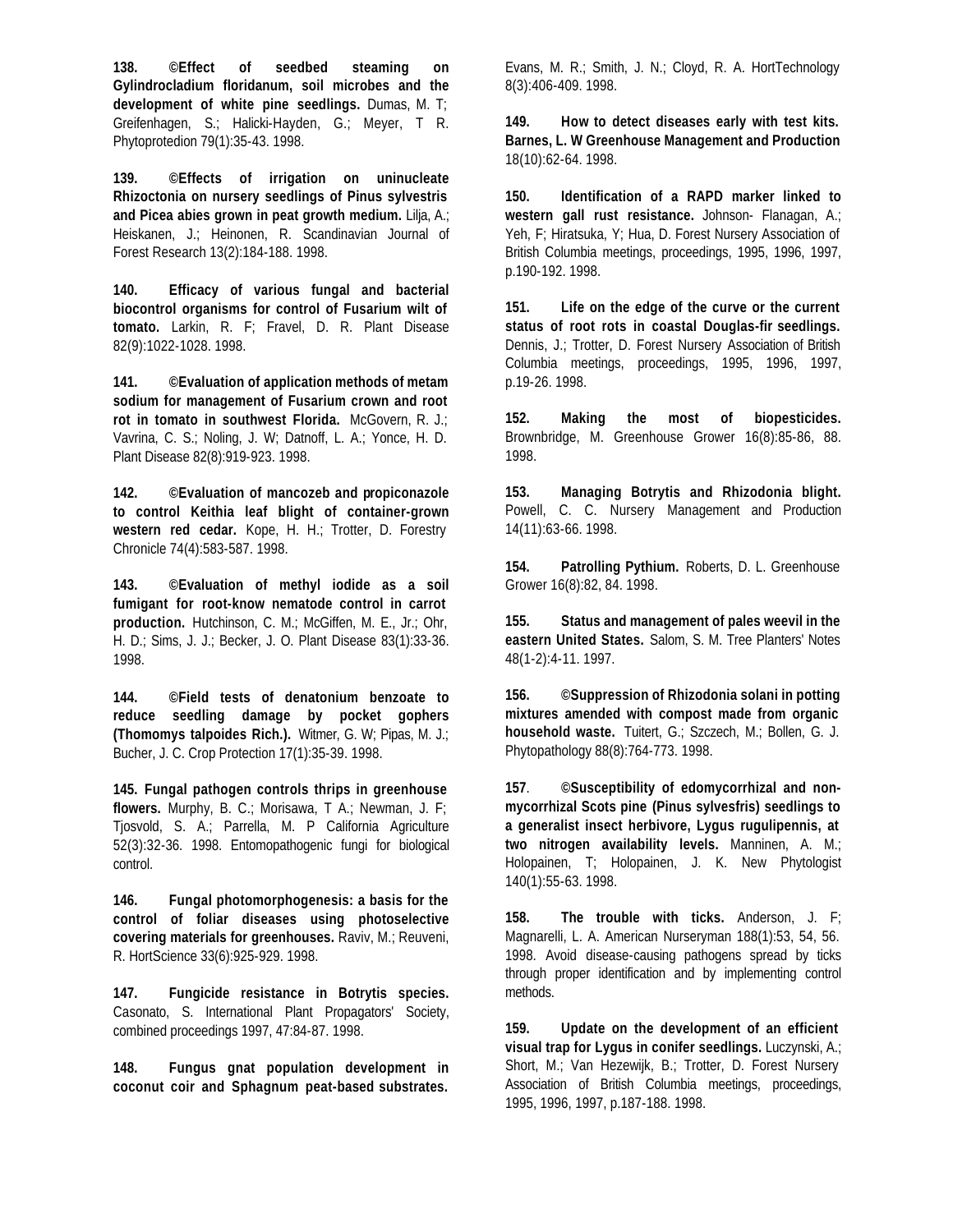**138. ©Effect of seedbed steaming on Gylindrocladium floridanum, soil microbes and the development of white pine seedlings.** Dumas, M. T; Greifenhagen, S.; Halicki-Hayden, G.; Meyer, T R. Phytoprotedion 79(1):35-43. 1998.

**139. ©Effects of irrigation on uninucleate Rhizoctonia on nursery seedlings of Pinus sylvestris and Picea abies grown in peat growth medium.** Lilja, A.; Heiskanen, J.; Heinonen, R. Scandinavian Journal of Forest Research 13(2):184-188. 1998.

**140. Efficacy of various fungal and bacterial biocontrol organisms for control of Fusarium wilt of tomato.** Larkin, R. F; Fravel, D. R. Plant Disease 82(9):1022-1028. 1998.

**141. ©Evaluation of application methods of metam sodium for management of Fusarium crown and root rot in tomato in southwest Florida.** McGovern, R. J.; Vavrina, C. S.; Noling, J. W; Datnoff, L. A.; Yonce, H. D. Plant Disease 82(8):919-923. 1998.

**142. ©Evaluation of mancozeb and propiconazole to control Keithia leaf blight of container-grown western red cedar.** Kope, H. H.; Trotter, D. Forestry Chronicle 74(4):583-587. 1998.

**143. ©Evaluation of methyl iodide as a soil fumigant for root-know nematode control in carrot production.** Hutchinson, C. M.; McGiffen, M. E., Jr.; Ohr, H. D.; Sims, J. J.; Becker, J. O. Plant Disease 83(1):33-36. 1998.

**144. ©Field tests of denatonium benzoate to reduce seedling damage by pocket gophers (Thomomys talpoides Rich.).** Witmer, G. W; Pipas, M. J.; Bucher, J. C. Crop Protection 17(1):35-39. 1998.

**145. Fungal pathogen controls thrips in greenhouse flowers.** Murphy, B. C.; Morisawa, T A.; Newman, J. F; Tjosvold, S. A.; Parrella, M. P California Agriculture 52(3):32-36. 1998. Entomopathogenic fungi for biological control.

**146. Fungal photomorphogenesis: a basis for the control of foliar diseases using photoselective covering materials for greenhouses.** Raviv, M.; Reuveni, R. HortScience 33(6):925-929. 1998.

**147. Fungicide resistance in Botrytis species.** Casonato, S. International Plant Propagators' Society, combined proceedings 1997, 47:84-87. 1998.

**148. Fungus gnat population development in coconut coir and Sphagnum peat-based substrates.** Evans, M. R.; Smith, J. N.; Cloyd, R. A. HortTechnology 8(3):406-409. 1998.

**149. How to detect diseases early with test kits. Barnes, L. W Greenhouse Management and Production** 18(10):62-64. 1998.

**150. Identification of a RAPD marker linked to western gall rust resistance.** Johnson- Flanagan, A.; Yeh, F; Hiratsuka, Y; Hua, D. Forest Nursery Association of British Columbia meetings, proceedings, 1995, 1996, 1997, p.190-192. 1998.

**151. Life on the edge of the curve or the current status of root rots in coastal Douglas-fir seedlings.** Dennis, J.; Trotter, D. Forest Nursery Association of British Columbia meetings, proceedings, 1995, 1996, 1997, p.19-26. 1998.

**152. Making the most of biopesticides.** Brownbridge, M. Greenhouse Grower 16(8):85-86, 88. 1998.

**153. Managing Botrytis and Rhizodonia blight.** Powell, C. C. Nursery Management and Production 14(11):63-66. 1998.

**154. Patrolling Pythium.** Roberts, D. L. Greenhouse Grower 16(8):82, 84. 1998.

**155. Status and management of pales weevil in the eastern United States.** Salom, S. M. Tree Planters' Notes 48(1-2):4-11. 1997.

**156. ©Suppression of Rhizodonia solani in potting mixtures amended with compost made from organic household waste.** Tuitert, G.; Szczech, M.; Bollen, G. J. Phytopathology 88(8):764-773. 1998.

**157**. **©Susceptibility of edomycorrhizal and non-mycorrhizal Scots pine (Pinus sylvesfris) seedlings to a generalist insect herbivore, Lygus rugulipennis, at two nitrogen availability levels.** Manninen, A. M.; Holopainen, T; Holopainen, J. K. New Phytologist 140(1):55-63. 1998.

**158. The trouble with ticks.** Anderson, J. F; Magnarelli, L. A. American Nurseryman 188(1):53, 54, 56. 1998. Avoid disease-causing pathogens spread by ticks through proper identification and by implementing control methods.

**159. Update on the development of an efficient visual trap for Lygus in conifer seedlings.** Luczynski, A.; Short, M.; Van Hezewijk, B.; Trotter, D. Forest Nursery Association of British Columbia meetings, proceedings, 1995, 1996, 1997, p.187-188. 1998.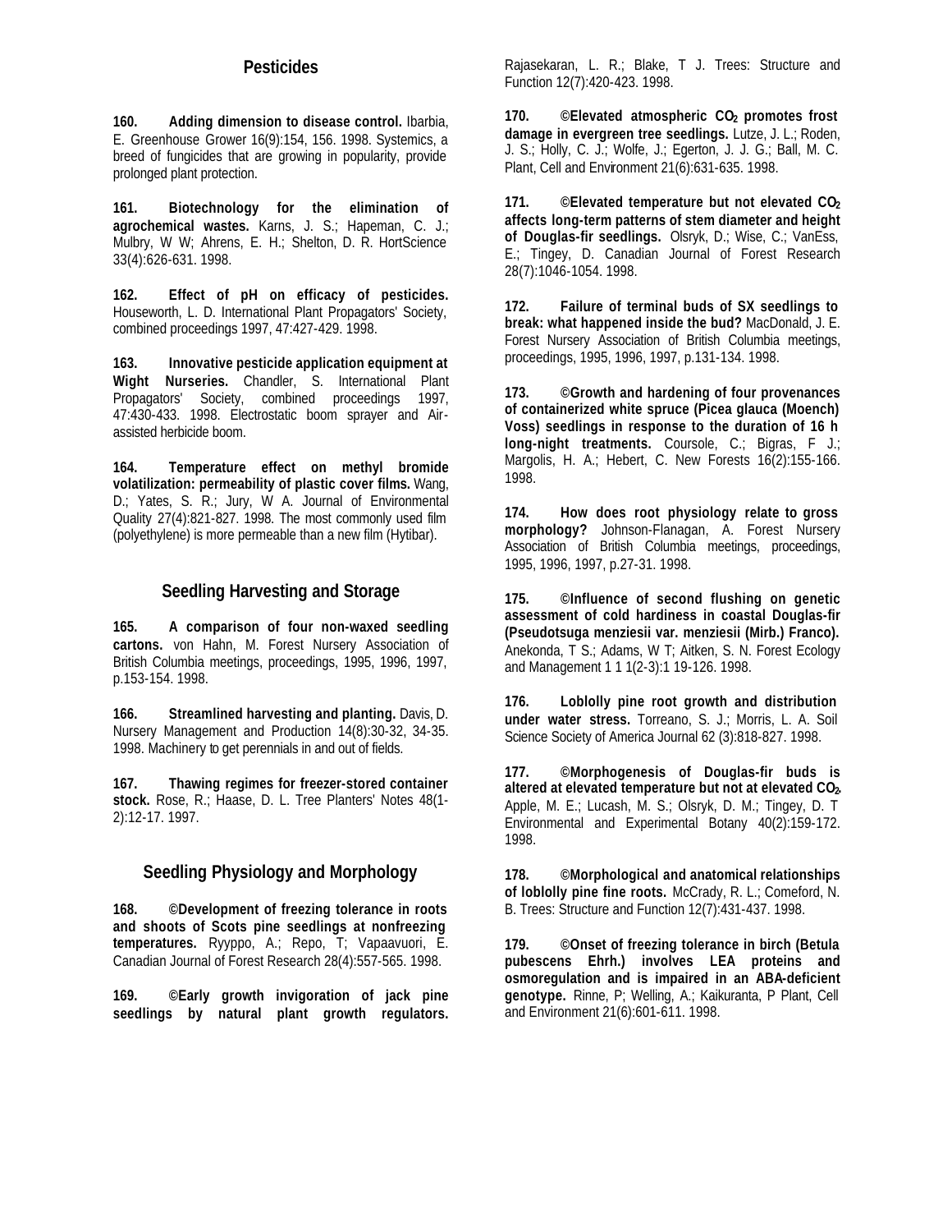## Pesticides

**160. Adding dimension to disease control.** Ibarbia, E. Greenhouse Grower 16(9):154, 156. 1998. Systemics, a breed of fungicides that are growing in popularity, provide prolonged plant protection.

**161. Biotechnology for the elimination of agrochemical wastes.** Karns, J. S.; Hapeman, C. J.; Mulbry, W W; Ahrens, E. H.; Shelton, D. R. HortScience 33(4):626-631. 1998.

**162. Effect of pH on efficacy of pesticides.** Houseworth, L. D. International Plant Propagators' Society, combined proceedings 1997, 47:427-429. 1998.

**163. Innovative pesticide application equipment at Wight Nurseries.** Chandler, S. International Plant Propagators' Society, combined proceedings 1997, 47:430-433. 1998. Electrostatic boom sprayer and Air-assisted herbicide boom.

**164. Temperature effect on methyl bromide volatilization: permeability of plastic cover films.** Wang, D.; Yates, S. R.; Jury, W A. Journal of Environmental Quality 27(4):821-827. 1998. The most commonly used film (polyethylene) is more permeable than a new film (Hytibar).

## Seedling Harvesting and Storage

**165. A comparison of four non-waxed seedling cartons.** von Hahn, M. Forest Nursery Association of British Columbia meetings, proceedings, 1995, 1996, 1997, p.153-154. 1998.

**166. Streamlined harvesting and planting.** Davis, D. Nursery Management and Production 14(8):30-32, 34-35. 1998. Machinery to get perennials in and out of fields.

**167. Thawing regimes for freezer-stored container stock.** Rose, R.; Haase, D. L. Tree Planters' Notes 48(1-2):12-17. 1997.

## Seedling Physiology and Morphology

**168. ©Development of freezing tolerance in roots and shoots of Scots pine seedlings at nonfreezing temperatures.** Ryyppo, A.; Repo, T; Vapaavuori, E. Canadian Journal of Forest Research 28(4):557-565. 1998.

**169. ©Early growth invigoration of jack pine seedlings by natural plant growth regulators.** Rajasekaran, L. R.; Blake, T J. Trees: Structure and Function 12(7):420-423. 1998.

**170. ©Elevated atmospheric $CO_2$ promotes frost damage in evergreen tree seedlings.** Lutze, J. L.; Roden, J. S.; Holly, C. J.; Wolfe, J.; Egerton, J. J. G.; Ball, M. C. Plant, Cell and Environment 21(6):631-635. 1998.

**171. ©Elevated temperature but not elevated $CO_2$ affects long-term patterns of stem diameter and height of Douglas-fir seedlings.** Olsryk, D.; Wise, C.; VanEss, E.; Tingey, D. Canadian Journal of Forest Research 28(7):1046-1054. 1998.

**172. Failure of terminal buds of SX seedlings to break: what happened inside the bud?** MacDonald, J. E. Forest Nursery Association of British Columbia meetings, proceedings, 1995, 1996, 1997, p.131-134. 1998.

**173. ©Growth and hardening of four provenances of containerized white spruce (Picea glauca (Moench) Voss) seedlings in response to the duration of 16 h long-night treatments.** Coursole, C.; Bigras, F J.; Margolis, H. A.; Hebert, C. New Forests 16(2):155-166. 1998.

**174. How does root physiology relate to gross morphology?** Johnson-Flanagan, A. Forest Nursery Association of British Columbia meetings, proceedings, 1995, 1996, 1997, p.27-31. 1998.

**175. ©Influence of second flushing on genetic assessment of cold hardiness in coastal Douglas-fir (Pseudotsuga menziesii var. menziesii (Mirb.) Franco).** Anekonda, T S.; Adams, W T; Aitken, S. N. Forest Ecology and Management 1 1 1(2-3):1 19-126. 1998.

**176. Loblolly pine root growth and distribution under water stress.** Torreano, S. J.; Morris, L. A. Soil Science Society of America Journal 62 (3):818-827. 1998.

**177. ©Morphogenesis of Douglas-fir buds is altered at elevated temperature but not at elevated $CO_2$.** Apple, M. E.; Lucash, M. S.; Olsryk, D. M.; Tingey, D. T Environmental and Experimental Botany 40(2):159-172. 1998.

**178. ©Morphological and anatomical relationships of loblolly pine fine roots.** McCrady, R. L.; Comeford, N. B. Trees: Structure and Function 12(7):431-437. 1998.

**179. ©Onset of freezing tolerance in birch (Betula pubescens Ehrh.) involves LEA proteins and osmoregulation and is impaired in an ABA-deficient genotype.** Rinne, P; Welling, A.; Kaikuranta, P Plant, Cell and Environment 21(6):601-611. 1998.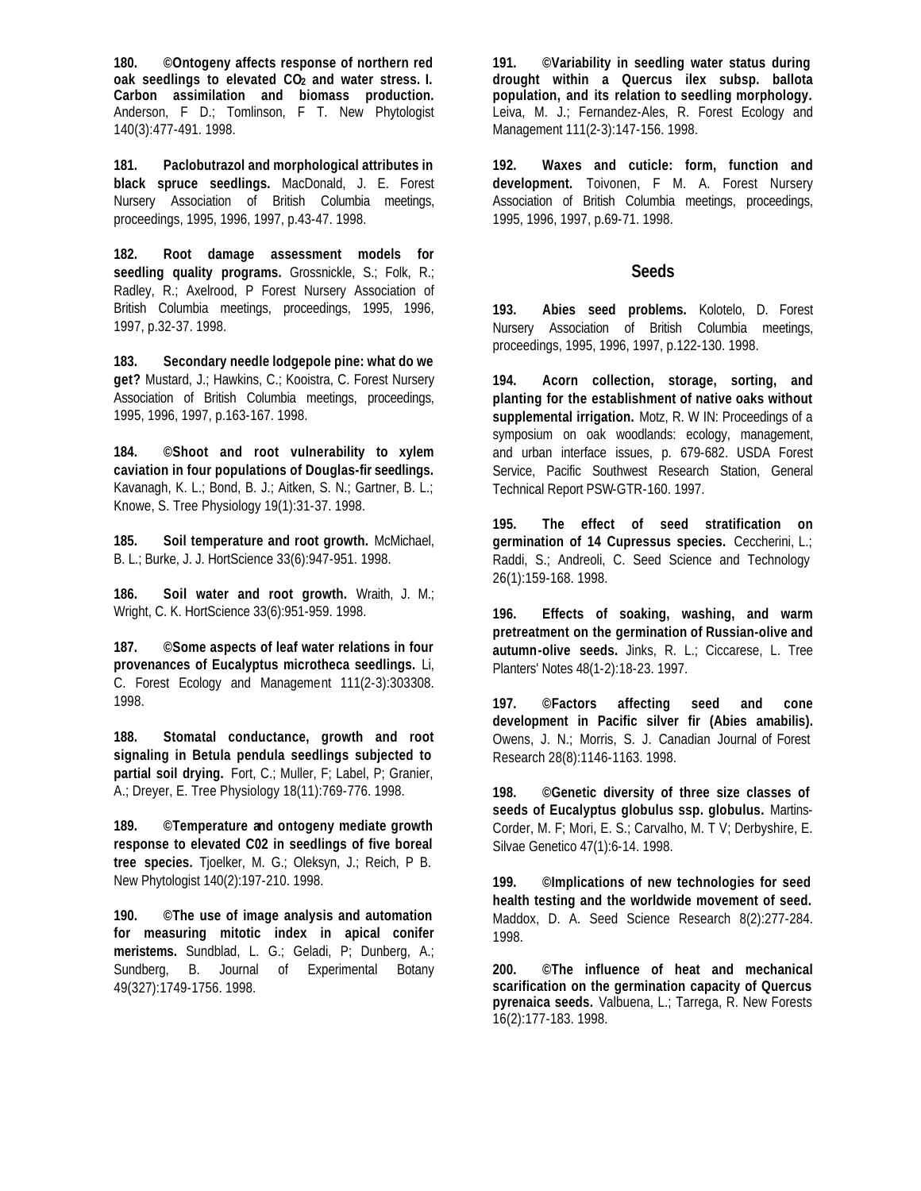**180. ©Ontogeny affects response of northern red oak seedlings to elevated $CO_2$ and water stress. I. Carbon assimilation and biomass production.** Anderson, F D.; Tomlinson, F T. New Phytologist 140(3):477-491. 1998.

**181. Paclobutrazol and morphological attributes in black spruce seedlings.** MacDonald, J. E. Forest Nursery Association of British Columbia meetings, proceedings, 1995, 1996, 1997, p.43-47. 1998.

**182. Root damage assessment models for seedling quality programs.** Grossnickle, S.; Folk, R.; Radley, R.; Axelrood, P Forest Nursery Association of British Columbia meetings, proceedings, 1995, 1996, 1997, p.32-37. 1998.

**183. Secondary needle lodgepole pine: what do we get?** Mustard, J.; Hawkins, C.; Kooistra, C. Forest Nursery Association of British Columbia meetings, proceedings, 1995, 1996, 1997, p.163-167. 1998.

**184. ©Shoot and root vulnerability to xylem caviation in four populations of Douglas-fir seedlings.** Kavanagh, K. L.; Bond, B. J.; Aitken, S. N.; Gartner, B. L.; Knowe, S. Tree Physiology 19(1):31-37. 1998.

**185. Soil temperature and root growth.** McMichael, B. L.; Burke, J. J. HortScience 33(6):947-951. 1998.

**186. Soil water and root growth.** Wraith, J. M.; Wright, C. K. HortScience 33(6):951-959. 1998.

**187. ©Some aspects of leaf water relations in four provenances of Eucalyptus microtheca seedlings.** Li, C. Forest Ecology and Management 111(2-3):303308. 1998.

**188. Stomatal conductance, growth and root signaling in Betula pendula seedlings subjected to partial soil drying.** Fort, C.; Muller, F; Label, P; Granier, A.; Dreyer, E. Tree Physiology 18(11):769-776. 1998.

**189. ©Temperature and ontogeny mediate growth response to elevated C02 in seedlings of five boreal tree species.** Tjoelker, M. G.; Oleksyn, J.; Reich, P B. New Phytologist 140(2):197-210. 1998.

**190. ©The use of image analysis and automation for measuring mitotic index in apical conifer meristems.** Sundblad, L. G.; Geladi, P; Dunberg, A.; Sundberg, B. Journal of Experimental Botany 49(327):1749-1756. 1998.

**191. ©Variability in seedling water status during drought within a Quercus ilex subsp. ballota population, and its relation to seedling morphology.** Leiva, M. J.; Fernandez-Ales, R. Forest Ecology and Management 111(2-3):147-156. 1998.

**192. Waxes and cuticle: form, function and development.** Toivonen, F M. A. Forest Nursery Association of British Columbia meetings, proceedings, 1995, 1996, 1997, p.69-71. 1998.

## Seeds

**193. Abies seed problems.** Kolotelo, D. Forest Nursery Association of British Columbia meetings, proceedings, 1995, 1996, 1997, p.122-130. 1998.

**194. Acorn collection, storage, sorting, and planting for the establishment of native oaks without supplemental irrigation.** Motz, R. W IN: Proceedings of a symposium on oak woodlands: ecology, management, and urban interface issues, p. 679-682. USDA Forest Service, Pacific Southwest Research Station, General Technical Report PSW-GTR-160. 1997.

**195. The effect of seed stratification on germination of 14 Cupressus species.** Ceccherini, L.; Raddi, S.; Andreoli, C. Seed Science and Technology 26(1):159-168. 1998.

**196. Effects of soaking, washing, and warm pretreatment on the germination of Russian-olive and autumn-olive seeds.** Jinks, R. L.; Ciccarese, L. Tree Planters' Notes 48(1-2):18-23. 1997.

**197. ©Factors affecting seed and cone development in Pacific silver fir (Abies amabilis).** Owens, J. N.; Morris, S. J. Canadian Journal of Forest Research 28(8):1146-1163. 1998.

**198. ©Genetic diversity of three size classes of seeds of Eucalyptus globulus ssp. globulus.** Martins-Corder, M. F; Mori, E. S.; Carvalho, M. T V; Derbyshire, E. Silvae Genetico 47(1):6-14. 1998.

**199. ©Implications of new technologies for seed health testing and the worldwide movement of seed.** Maddox, D. A. Seed Science Research 8(2):277-284. 1998.

**200. ©The influence of heat and mechanical scarification on the germination capacity of Quercus pyrenaica seeds.** Valbuena, L.; Tarrega, R. New Forests 16(2):177-183. 1998.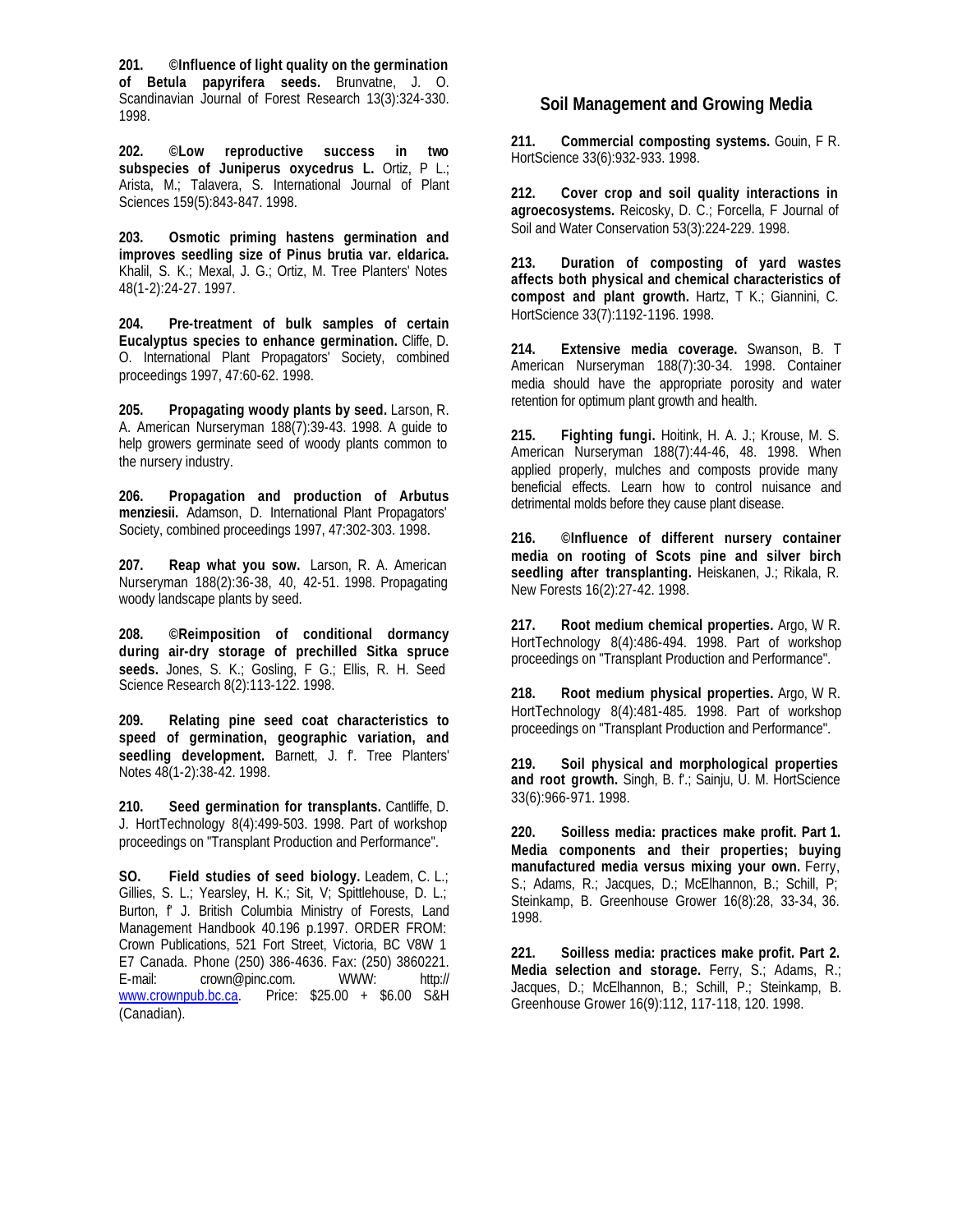**201. ©Influence of light quality on the germination of Betula papyrifera seeds.** Brunvatne, J. O. Scandinavian Journal of Forest Research 13(3):324-330. 1998.

**202. ©Low reproductive success in two subspecies of Juniperus oxycedrus L.** Ortiz, P L.; Arista, M.; Talavera, S. International Journal of Plant Sciences 159(5):843-847. 1998.

**203. Osmotic priming hastens germination and improves seedling size of Pinus brutia var. eldarica.** Khalil, S. K.; Mexal, J. G.; Ortiz, M. Tree Planters' Notes 48(1-2):24-27. 1997.

**204. Pre-treatment of bulk samples of certain Eucalyptus species to enhance germination.** Cliffe, D. O. International Plant Propagators' Society, combined proceedings 1997, 47:60-62. 1998.

**205. Propagating woody plants by seed.** Larson, R. A. American Nurseryman 188(7):39-43. 1998. A guide to help growers germinate seed of woody plants common to the nursery industry.

**206. Propagation and production of Arbutus menziesii.** Adamson, D. International Plant Propagators' Society, combined proceedings 1997, 47:302-303. 1998.

**207. Reap what you sow.** Larson, R. A. American Nurseryman 188(2):36-38, 40, 42-51. 1998. Propagating woody landscape plants by seed.

**208. ©Reimposition of conditional dormancy during air-dry storage of prechilled Sitka spruce seeds.** Jones, S. K.; Gosling, F G.; Ellis, R. H. Seed Science Research 8(2):113-122. 1998.

**209. Relating pine seed coat characteristics to speed of germination, geographic variation, and seedling development.** Barnett, J. f'. Tree Planters' Notes 48(1-2):38-42. 1998.

**210. Seed germination for transplants.** Cantliffe, D. J. HortTechnology 8(4):499-503. 1998. Part of workshop proceedings on "Transplant Production and Performance".

**SO. Field studies of seed biology.** Leadem, C. L.; Gillies, S. L.; Yearsley, H. K.; Sit, V; Spittlehouse, D. L.; Burton, f' J. British Columbia Ministry of Forests, Land Management Handbook 40.196 p.1997. ORDER FROM: Crown Publications, 521 Fort Street, Victoria, BC V8W 1 E7 Canada. Phone (250) 386-4636. Fax: (250) 3860221. E-mail: crown@pinc.com. WWW: http:// www.crownpub.bc.ca. Price: $25.00 + $6.00 S&H (Canadian).

## Soil Management and Growing Media

**211. Commercial composting systems.** Gouin, F R. HortScience 33(6):932-933. 1998.

**212. Cover crop and soil quality interactions in agroecosystems.** Reicosky, D. C.; Forcella, F Journal of Soil and Water Conservation 53(3):224-229. 1998.

**213. Duration of composting of yard wastes affects both physical and chemical characteristics of compost and plant growth.** Hartz, T K.; Giannini, C. HortScience 33(7):1192-1196. 1998.

**214. Extensive media coverage.** Swanson, B. T American Nurseryman 188(7):30-34. 1998. Container media should have the appropriate porosity and water retention for optimum plant growth and health.

**215. Fighting fungi.** Hoitink, H. A. J.; Krouse, M. S. American Nurseryman 188(7):44-46, 48. 1998. When applied properly, mulches and composts provide many beneficial effects. Learn how to control nuisance and detrimental molds before they cause plant disease.

**216. ©Influence of different nursery container media on rooting of Scots pine and silver birch seedling after transplanting.** Heiskanen, J.; Rikala, R. New Forests 16(2):27-42. 1998.

**217. Root medium chemical properties.** Argo, W R. HortTechnology 8(4):486-494. 1998. Part of workshop proceedings on "Transplant Production and Performance".

**218. Root medium physical properties.** Argo, W R. HortTechnology 8(4):481-485. 1998. Part of workshop proceedings on "Transplant Production and Performance".

**219. Soil physical and morphological properties and root growth.** Singh, B. f'.; Sainju, U. M. HortScience 33(6):966-971. 1998.

**220. Soilless media: practices make profit. Part 1. Media components and their properties; buying manufactured media versus mixing your own.** Ferry, S.; Adams, R.; Jacques, D.; McElhannon, B.; Schill, P; Steinkamp, B. Greenhouse Grower 16(8):28, 33-34, 36. 1998.

**221. Soilless media: practices make profit. Part 2. Media selection and storage.** Ferry, S.; Adams, R.; Jacques, D.; McElhannon, B.; Schill, P.; Steinkamp, B. Greenhouse Grower 16(9):112, 117-118, 120. 1998.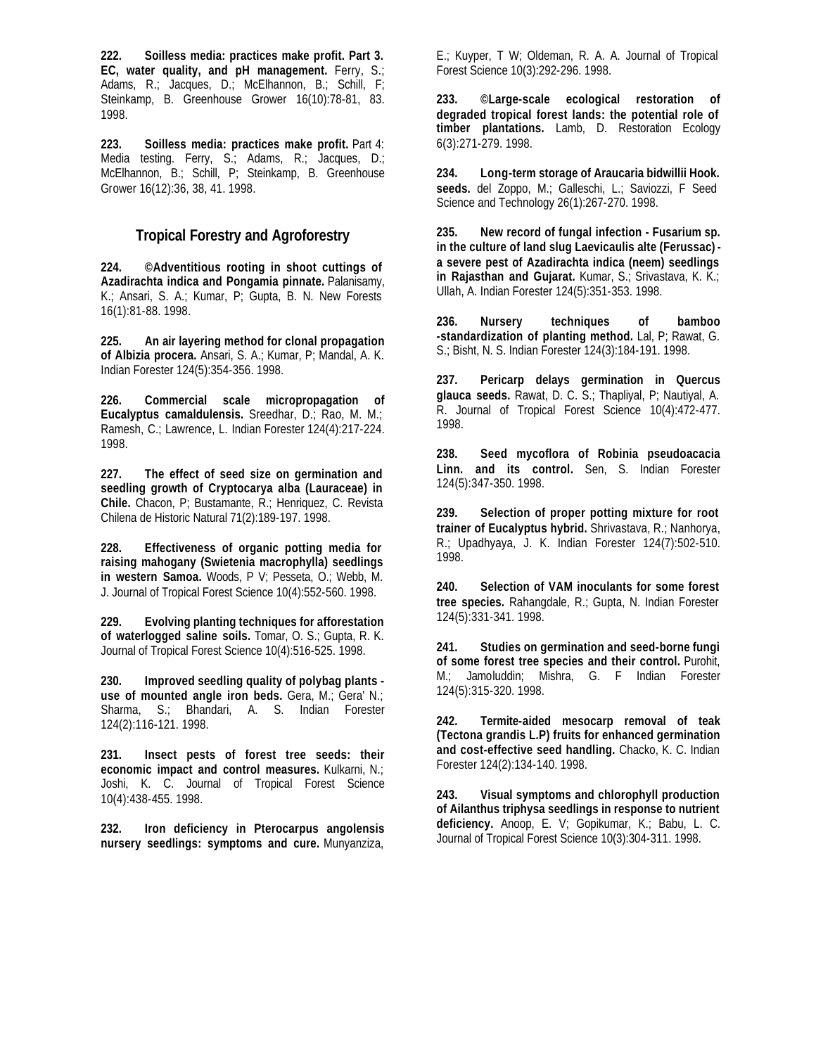**222. Soilless media: practices make profit. Part 3. EC, water quality, and pH management.** Ferry, S.; Adams, R.; Jacques, D.; McElhannon, B.; Schill, F; Steinkamp, B. Greenhouse Grower 16(10):78-81, 83. 1998.

**223. Soilless media: practices make profit.** Part 4: Media testing. Ferry, S.; Adams, R.; Jacques, D.; McElhannon, B.; Schill, P; Steinkamp, B. Greenhouse Grower 16(12):36, 38, 41. 1998.

## Tropical Forestry and Agroforestry

**224. ©Adventitious rooting in shoot cuttings of Azadirachta indica and Pongamia pinnate.** Palanisamy, K.; Ansari, S. A.; Kumar, P; Gupta, B. N. New Forests 16(1):81-88. 1998.

**225. An air layering method for clonal propagation of Albizia procera.** Ansari, S. A.; Kumar, P; Mandal, A. K. Indian Forester 124(5):354-356. 1998.

**226. Commercial scale micropropagation of Eucalyptus camaldulensis.** Sreedhar, D.; Rao, M. M.; Ramesh, C.; Lawrence, L. Indian Forester 124(4):217-224. 1998.

**227. The effect of seed size on germination and seedling growth of Cryptocarya alba (Lauraceae) in Chile.** Chacon, P; Bustamante, R.; Henriquez, C. Revista Chilena de Historic Natural 71(2):189-197. 1998.

**228. Effectiveness of organic potting media for raising mahogany (Swietenia macrophylla) seedlings in western Samoa.** Woods, P V; Pesseta, O.; Webb, M. J. Journal of Tropical Forest Science 10(4):552-560. 1998.

**229. Evolving planting techniques for afforestation of waterlogged saline soils.** Tomar, O. S.; Gupta, R. K. Journal of Tropical Forest Science 10(4):516-525. 1998.

**230. Improved seedling quality of polybag plants - use of mounted angle iron beds.** Gera, M.; Gera' N.; Sharma, S.; Bhandari, A. S. Indian Forester 124(2):116-121. 1998.

**231. Insect pests of forest tree seeds: their economic impact and control measures.** Kulkarni, N.; Joshi, K. C. Journal of Tropical Forest Science 10(4):438-455. 1998.

**232. Iron deficiency in Pterocarpus angolensis nursery seedlings: symptoms and cure.** Munyanziza, E.; Kuyper, T W; Oldeman, R. A. A. Journal of Tropical Forest Science 10(3):292-296. 1998.

**233. ©Large-scale ecological restoration of degraded tropical forest lands: the potential role of timber plantations.** Lamb, D. Restoration Ecology 6(3):271-279. 1998.

**234. Long-term storage of Araucaria bidwillii Hook. seeds.** del Zoppo, M.; Galleschi, L.; Saviozzi, F Seed Science and Technology 26(1):267-270. 1998.

**235. New record of fungal infection - Fusarium sp. in the culture of land slug Laevicaulis alte (Ferussac) - a severe pest of Azadirachta indica (neem) seedlings in Rajasthan and Gujarat.** Kumar, S.; Srivastava, K. K.; Ullah, A. Indian Forester 124(5):351-353. 1998.

**236. Nursery techniques of bamboo -standardization of planting method.** Lal, P; Rawat, G. S.; Bisht, N. S. Indian Forester 124(3):184-191. 1998.

**237. Pericarp delays germination in Quercus glauca seeds.** Rawat, D. C. S.; Thapliyal, P; Nautiyal, A. R. Journal of Tropical Forest Science 10(4):472-477. 1998.

**238. Seed mycoflora of Robinia pseudoacacia Linn. and its control.** Sen, S. Indian Forester 124(5):347-350. 1998.

**239. Selection of proper potting mixture for root trainer of Eucalyptus hybrid.** Shrivastava, R.; Nanhorya, R.; Upadhyaya, J. K. Indian Forester 124(7):502-510. 1998.

**240. Selection of VAM inoculants for some forest tree species.** Rahangdale, R.; Gupta, N. Indian Forester 124(5):331-341. 1998.

**241. Studies on germination and seed-borne fungi of some forest tree species and their control.** Purohit, M.; Jamoluddin; Mishra, G. F Indian Forester 124(5):315-320. 1998.

**242. Termite-aided mesocarp removal of teak (Tectona grandis L.P) fruits for enhanced germination and cost-effective seed handling.** Chacko, K. C. Indian Forester 124(2):134-140. 1998.

**243. Visual symptoms and chlorophyll production of Ailanthus triphysa seedlings in response to nutrient deficiency.** Anoop, E. V; Gopikumar, K.; Babu, L. C. Journal of Tropical Forest Science 10(3):304-311. 1998.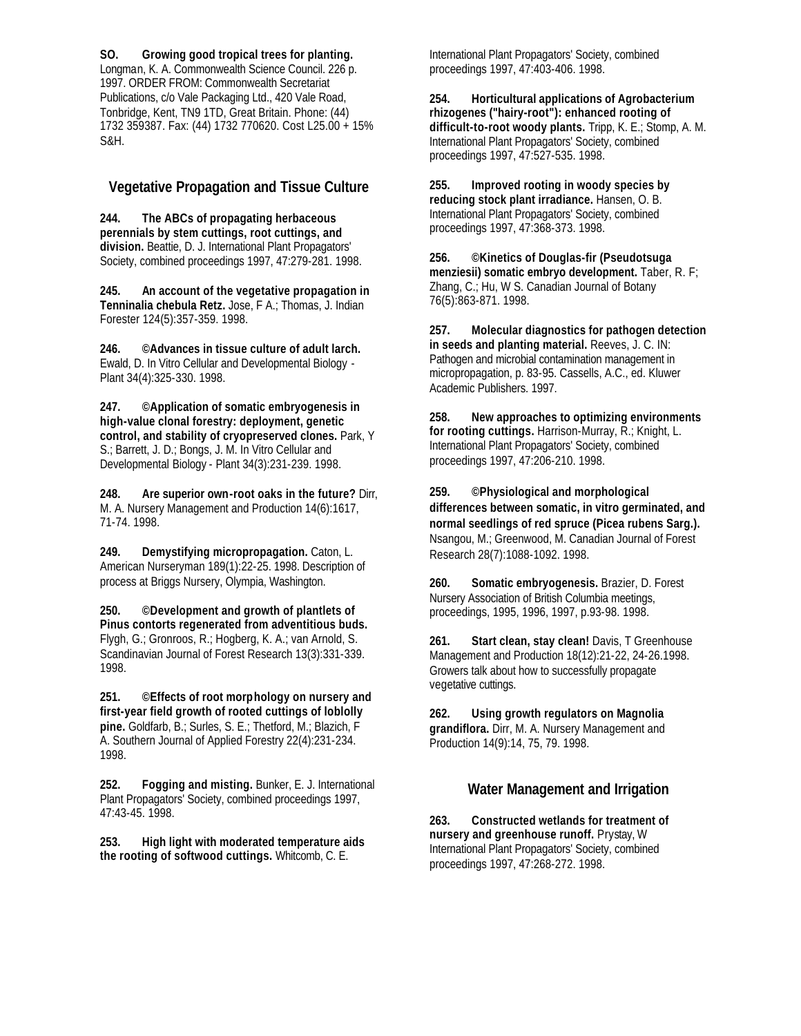**SO. Growing good tropical trees for planting.** Longman, K. A. Commonwealth Science Council. 226 p. 1997. ORDER FROM: Commonwealth Secretariat Publications, c/o Vale Packaging Ltd., 420 Vale Road, Tonbridge, Kent, TN9 1TD, Great Britain. Phone: (44) 1732 359387. Fax: (44) 1732 770620. Cost L25.00 + 15% S&H.

## Vegetative Propagation and Tissue Culture

**244. The ABCs of propagating herbaceous perennials by stem cuttings, root cuttings, and division.** Beattie, D. J. International Plant Propagators' Society, combined proceedings 1997, 47:279-281. 1998.

**245. An account of the vegetative propagation in Tenninalia chebula Retz.** Jose, F A.; Thomas, J. Indian Forester 124(5):357-359. 1998.

**246. ©Advances in tissue culture of adult larch.** Ewald, D. In Vitro Cellular and Developmental Biology - Plant 34(4):325-330. 1998.

**247. ©Application of somatic embryogenesis in high-value clonal forestry: deployment, genetic control, and stability of cryopreserved clones.** Park, Y S.; Barrett, J. D.; Bongs, J. M. In Vitro Cellular and Developmental Biology - Plant 34(3):231-239. 1998.

**248. Are superior own-root oaks in the future?** Dirr, M. A. Nursery Management and Production 14(6):1617, 71-74. 1998.

**249. Demystifying micropropagation.** Caton, L. American Nurseryman 189(1):22-25. 1998. Description of process at Briggs Nursery, Olympia, Washington.

**250. ©Development and growth of plantlets of Pinus contorts regenerated from adventitious buds.** Flygh, G.; Gronroos, R.; Hogberg, K. A.; van Arnold, S. Scandinavian Journal of Forest Research 13(3):331-339. 1998.

**251. ©Effects of root morphology on nursery and first-year field growth of rooted cuttings of loblolly pine.** Goldfarb, B.; Surles, S. E.; Thetford, M.; Blazich, F A. Southern Journal of Applied Forestry 22(4):231-234. 1998.

**252. Fogging and misting.** Bunker, E. J. International Plant Propagators' Society, combined proceedings 1997, 47:43-45. 1998.

**253. High light with moderated temperature aids the rooting of softwood cuttings.** Whitcomb, C. E. International Plant Propagators' Society, combined proceedings 1997, 47:403-406. 1998.

**254. Horticultural applications of Agrobacterium rhizogenes ("hairy-root"): enhanced rooting of difficult-to-root woody plants.** Tripp, K. E.; Stomp, A. M. International Plant Propagators' Society, combined proceedings 1997, 47:527-535. 1998.

**255. Improved rooting in woody species by reducing stock plant irradiance.** Hansen, O. B. International Plant Propagators' Society, combined proceedings 1997, 47:368-373. 1998.

**256. ©Kinetics of Douglas-fir (Pseudotsuga menziesii) somatic embryo development.** Taber, R. F; Zhang, C.; Hu, W S. Canadian Journal of Botany 76(5):863-871. 1998.

**257. Molecular diagnostics for pathogen detection in seeds and planting material.** Reeves, J. C. IN: Pathogen and microbial contamination management in micropropagation, p. 83-95. Cassells, A.C., ed. Kluwer Academic Publishers. 1997.

**258. New approaches to optimizing environments for rooting cuttings.** Harrison-Murray, R.; Knight, L. International Plant Propagators' Society, combined proceedings 1997, 47:206-210. 1998.

**259. ©Physiological and morphological differences between somatic, in vitro germinated, and normal seedlings of red spruce (Picea rubens Sarg.).** Nsangou, M.; Greenwood, M. Canadian Journal of Forest Research 28(7):1088-1092. 1998.

**260. Somatic embryogenesis.** Brazier, D. Forest Nursery Association of British Columbia meetings, proceedings, 1995, 1996, 1997, p.93-98. 1998.

**261. Start clean, stay clean!** Davis, T Greenhouse Management and Production 18(12):21-22, 24-26.1998. Growers talk about how to successfully propagate vegetative cuttings.

**262. Using growth regulators on Magnolia grandiflora.** Dirr, M. A. Nursery Management and Production 14(9):14, 75, 79. 1998.

## Water Management and Irrigation

**263. Constructed wetlands for treatment of nursery and greenhouse runoff.** Prystay, W International Plant Propagators' Society, combined proceedings 1997, 47:268-272. 1998.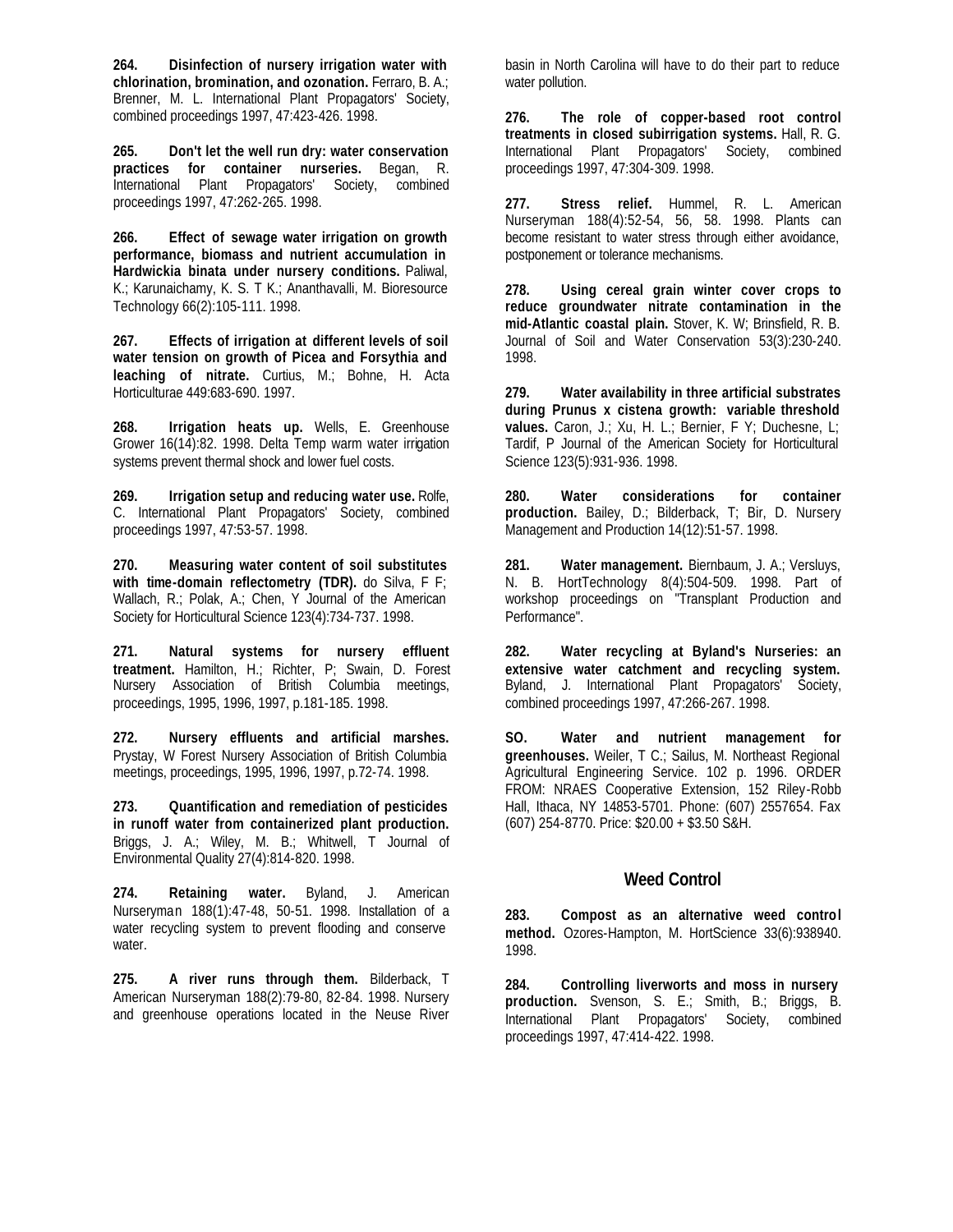**264. Disinfection of nursery irrigation water with chlorination, bromination, and ozonation.** Ferraro, B. A.; Brenner, M. L. International Plant Propagators' Society, combined proceedings 1997, 47:423-426. 1998.

**265. Don't let the well run dry: water conservation practices for container nurseries.** Began, R. International Plant Propagators' Society, combined proceedings 1997, 47:262-265. 1998.

**266. Effect of sewage water irrigation on growth performance, biomass and nutrient accumulation in Hardwickia binata under nursery conditions.** Paliwal, K.; Karunaichamy, K. S. T K.; Ananthavalli, M. Bioresource Technology 66(2):105-111. 1998.

**267. Effects of irrigation at different levels of soil water tension on growth of Picea and Forsythia and leaching of nitrate.** Curtius, M.; Bohne, H. Acta Horticulturae 449:683-690. 1997.

**268. Irrigation heats up.** Wells, E. Greenhouse Grower 16(14):82. 1998. Delta Temp warm water irrigation systems prevent thermal shock and lower fuel costs.

**269. Irrigation setup and reducing water use.** Rolfe, C. International Plant Propagators' Society, combined proceedings 1997, 47:53-57. 1998.

**270. Measuring water content of soil substitutes with time-domain reflectometry (TDR).** do Silva, F F; Wallach, R.; Polak, A.; Chen, Y Journal of the American Society for Horticultural Science 123(4):734-737. 1998.

**271. Natural systems for nursery effluent treatment.** Hamilton, H.; Richter, P; Swain, D. Forest Nursery Association of British Columbia meetings, proceedings, 1995, 1996, 1997, p.181-185. 1998.

**272. Nursery effluents and artificial marshes.** Prystay, W Forest Nursery Association of British Columbia meetings, proceedings, 1995, 1996, 1997, p.72-74. 1998.

**273. Quantification and remediation of pesticides in runoff water from containerized plant production.** Briggs, J. A.; Wiley, M. B.; Whitwell, T Journal of Environmental Quality 27(4):814-820. 1998.

**274. Retaining water.** Byland, J. American Nurseryman 188(1):47-48, 50-51. 1998. Installation of a water recycling system to prevent flooding and conserve water.

**275. A river runs through them.** Bilderback, T American Nurseryman 188(2):79-80, 82-84. 1998. Nursery and greenhouse operations located in the Neuse River basin in North Carolina will have to do their part to reduce water pollution.

**276. The role of copper-based root control treatments in closed subirrigation systems.** Hall, R. G. International Plant Propagators' Society, combined proceedings 1997, 47:304-309. 1998.

**277. Stress relief.** Hummel, R. L. American Nurseryman 188(4):52-54, 56, 58. 1998. Plants can become resistant to water stress through either avoidance, postponement or tolerance mechanisms.

**278. Using cereal grain winter cover crops to reduce groundwater nitrate contamination in the mid-Atlantic coastal plain.** Stover, K. W; Brinsfield, R. B. Journal of Soil and Water Conservation 53(3):230-240. 1998.

**279. Water availability in three artificial substrates during Prunus x cistena growth: variable threshold values.** Caron, J.; Xu, H. L.; Bernier, F Y; Duchesne, L; Tardif, P Journal of the American Society for Horticultural Science 123(5):931-936. 1998.

**280. Water considerations for container production.** Bailey, D.; Bilderback, T; Bir, D. Nursery Management and Production 14(12):51-57. 1998.

**281. Water management.** Biernbaum, J. A.; Versluys, N. B. HortTechnology 8(4):504-509. 1998. Part of workshop proceedings on "Transplant Production and Performance".

**282. Water recycling at Byland's Nurseries: an extensive water catchment and recycling system.** Byland, J. International Plant Propagators' Society, combined proceedings 1997, 47:266-267. 1998.

**SO. Water and nutrient management for greenhouses.** Weiler, T C.; Sailus, M. Northeast Regional Agricultural Engineering Service. 102 p. 1996. ORDER FROM: NRAES Cooperative Extension, 152 Riley-Robb Hall, Ithaca, NY 14853-5701. Phone: (607) 2557654. Fax (607) 254-8770. Price: $20.00 + $3.50 S&H.

## Weed Control

**283. Compost as an alternative weed control method.** Ozores-Hampton, M. HortScience 33(6):938940. 1998.

**284. Controlling liverworts and moss in nursery production.** Svenson, S. E.; Smith, B.; Briggs, B. International Plant Propagators' Society, combined proceedings 1997, 47:414-422. 1998.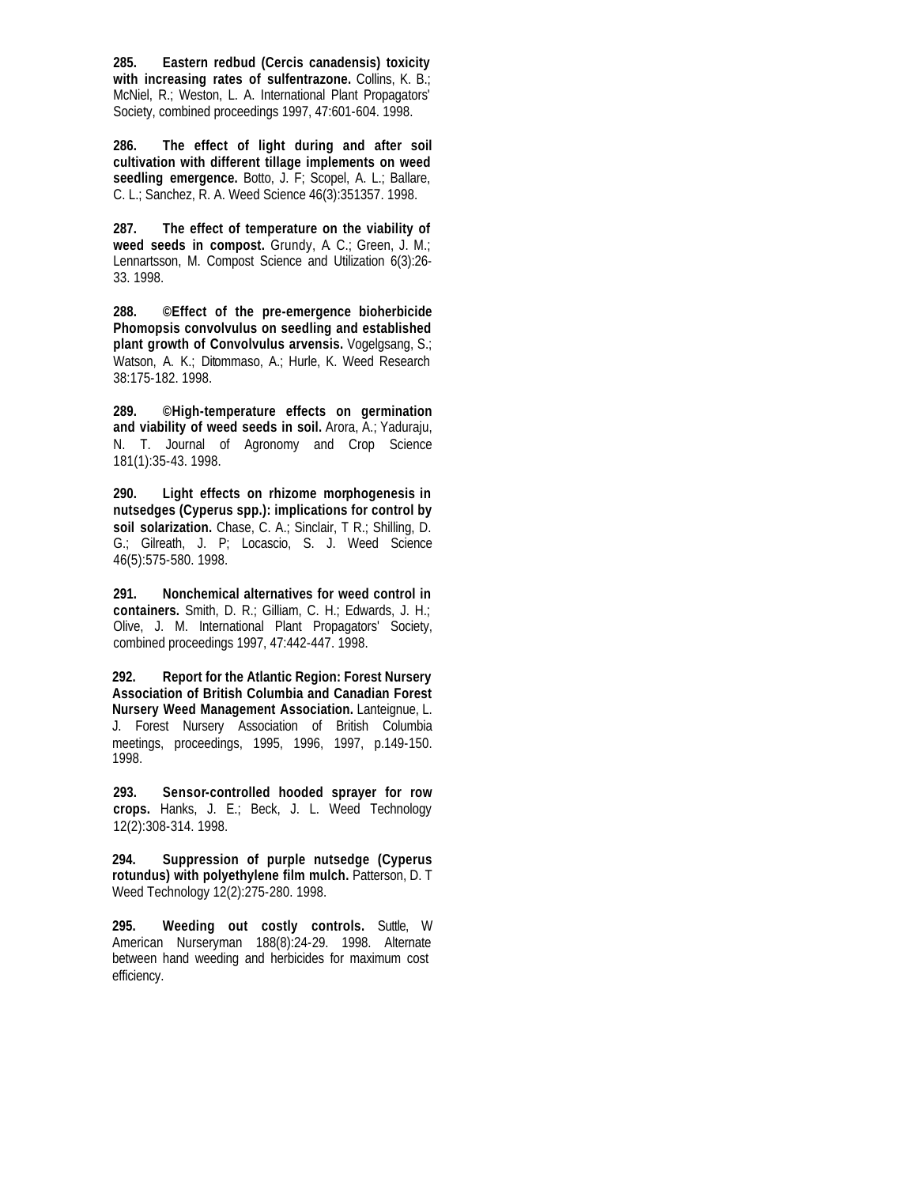285. **Eastern redbud (Cercis canadensis) toxicity with increasing rates of sulfentrazone.** Collins, K. B.; McNiel, R.; Weston, L. A. International Plant Propagators' Society, combined proceedings 1997, 47:601-604. 1998.

286. **The effect of light during and after soil cultivation with different tillage implements on weed seedling emergence.** Botto, J. F; Scopel, A. L.; Ballare, C. L.; Sanchez, R. A. Weed Science 46(3):351357. 1998.

287. **The effect of temperature on the viability of weed seeds in compost.** Grundy, A. C.; Green, J. M.; Lennartsson, M. Compost Science and Utilization 6(3):26-33. 1998.

288. **©Effect of the pre-emergence bioherbicide Phomopsis convolvulus on seedling and established plant growth of Convolvulus arvensis.** Vogelgsang, S.; Watson, A. K.; Ditommaso, A.; Hurle, K. Weed Research 38:175-182. 1998.

289. **©High-temperature effects on germination and viability of weed seeds in soil.** Arora, A.; Yaduraju, N. T. Journal of Agronomy and Crop Science 181(1):35-43. 1998.

290. **Light effects on rhizome morphogenesis in nutsedges (Cyperus spp.): implications for control by soil solarization.** Chase, C. A.; Sinclair, T R.; Shilling, D. G.; Gilreath, J. P; Locascio, S. J. Weed Science 46(5):575-580. 1998.

291. **Nonchemical alternatives for weed control in containers.** Smith, D. R.; Gilliam, C. H.; Edwards, J. H.; Olive, J. M. International Plant Propagators' Society, combined proceedings 1997, 47:442-447. 1998.

292. **Report for the Atlantic Region: Forest Nursery Association of British Columbia and Canadian Forest Nursery Weed Management Association.** Lanteignue, L. J. Forest Nursery Association of British Columbia meetings, proceedings, 1995, 1996, 1997, p.149-150. 1998.

293. **Sensor-controlled hooded sprayer for row crops.** Hanks, J. E.; Beck, J. L. Weed Technology 12(2):308-314. 1998.

294. **Suppression of purple nutsedge (Cyperus rotundus) with polyethylene film mulch.** Patterson, D. T Weed Technology 12(2):275-280. 1998.

295. **Weeding out costly controls.** Suttle, W American Nurseryman 188(8):24-29. 1998. Alternate between hand weeding and herbicides for maximum cost efficiency.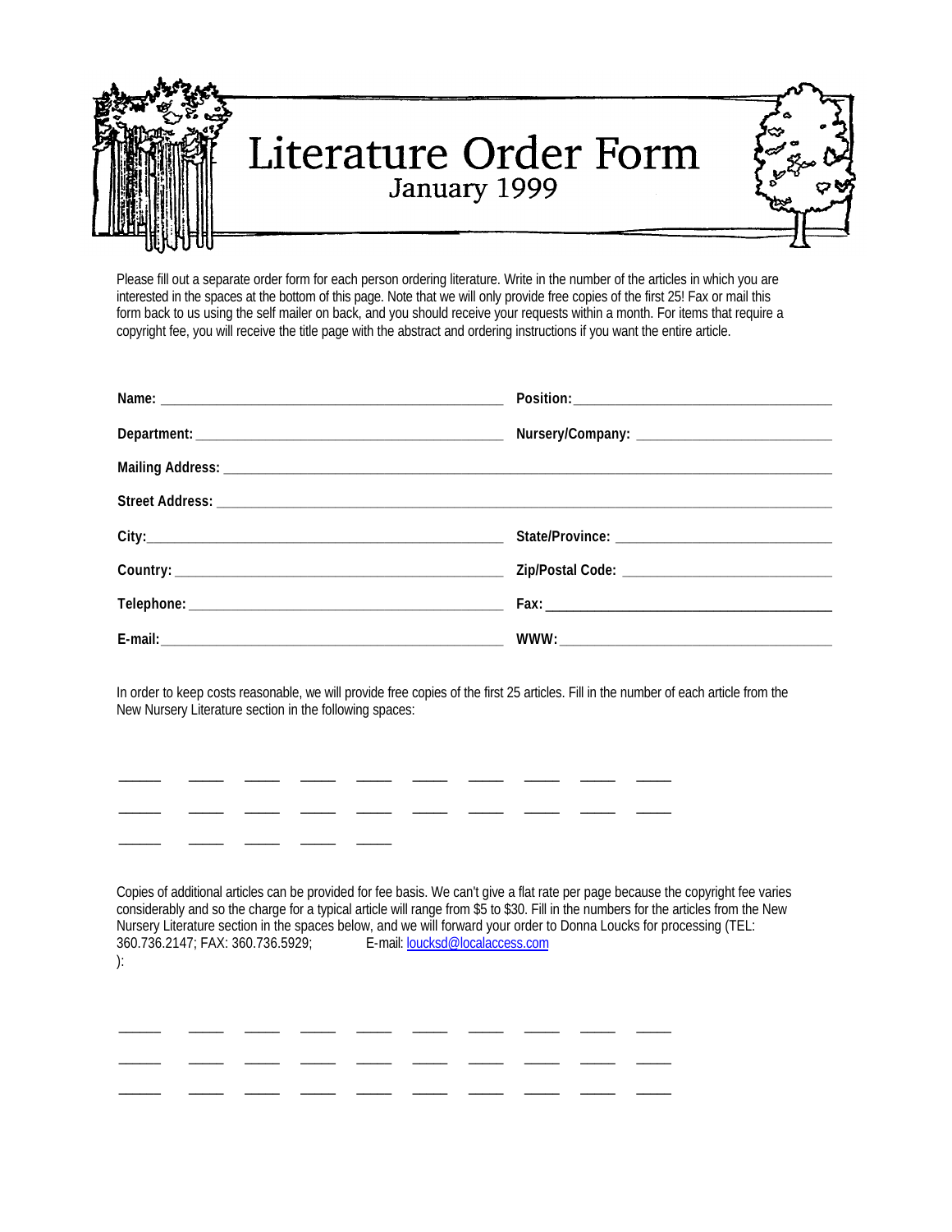# Literature Order Form

## January 1999

Please fill out a separate order form for each person ordering literature. Write in the number of the articles in which you are interested in the spaces at the bottom of this page. Note that we will only provide free copies of the first 25! Fax or mail this form back to us using the self mailer on back, and you should receive your requests within a month. For items that require a copyright fee, you will receive the title page with the abstract and ordering instructions if you want the entire article.

**Name:** ______________________________ **Position:** ______________________________

**Department:** ______________________________ **Nursery/Company:** ______________________________

**Mailing Address:** ____________________________________________________________

**Street Address:** ____________________________________________________________

**City:** ______________________________ **State/Province:** ______________________________

**Country:** ______________________________ **Zip/Postal Code:** ______________________________

**Telephone:** ______________________________ **Fax:** ______________________________

**E-mail:** ______________________________ **WWW:** ______________________________

In order to keep costs reasonable, we will provide free copies of the first 25 articles. Fill in the number of each article from the New Nursery Literature section in the following spaces:

_____ _____ _____ _____ _____ _____ _____ _____ _____ _____

_____ _____ _____ _____ _____ _____ _____ _____ _____ _____

_____ _____ _____ _____ _____

Copies of additional articles can be provided for fee basis. We can't give a flat rate per page because the copyright fee varies considerably and so the charge for a typical article will range from $5 to $30. Fill in the numbers for the articles from the New Nursery Literature section in the spaces below, and we will forward your order to Donna Loucks for processing (TEL: 360.736.2147; FAX: 360.736.5929; E-mail: loucksd@localaccess.com
):

_____ _____ _____ _____ _____ _____ _____ _____ _____ _____

_____ _____ _____ _____ _____ _____ _____ _____ _____ _____

_____ _____ _____ _____ _____ _____ _____ _____ _____ _____